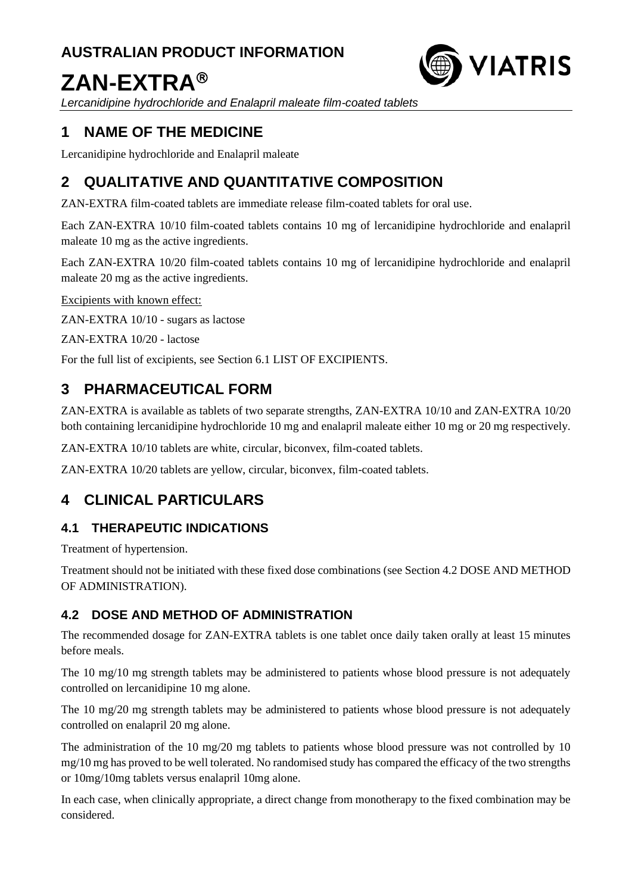**AUSTRALIAN PRODUCT INFORMATION**

# ZAN-EXTRA®

*Lercanidipine hydrochloride and Enalapril maleate film-coated tablets*

## 1 NAME OF THE MEDICINE

Lercanidipine hydrochloride and Enalapril maleate

## 2 QUALITATIVE AND QUANTITATIVE COMPOSITION

ZAN-EXTRA film-coated tablets are immediate release film-coated tablets for oral use.

Each ZAN-EXTRA 10/10 film-coated tablets contains 10 mg of lercanidipine hydrochloride and enalapril maleate 10 mg as the active ingredients.

Each ZAN-EXTRA 10/20 film-coated tablets contains 10 mg of lercanidipine hydrochloride and enalapril maleate 20 mg as the active ingredients.

Excipients with known effect:

ZAN-EXTRA 10/10 - sugars as lactose

ZAN-EXTRA 10/20 - lactose

For the full list of excipients, see Section 6.1 LIST OF EXCIPIENTS.

## 3 PHARMACEUTICAL FORM

ZAN-EXTRA is available as tablets of two separate strengths, ZAN-EXTRA 10/10 and ZAN-EXTRA 10/20 both containing lercanidipine hydrochloride 10 mg and enalapril maleate either 10 mg or 20 mg respectively.

ZAN-EXTRA 10/10 tablets are white, circular, biconvex, film-coated tablets.

ZAN-EXTRA 10/20 tablets are yellow, circular, biconvex, film-coated tablets.

## 4 CLINICAL PARTICULARS

### 4.1 THERAPEUTIC INDICATIONS

Treatment of hypertension.

Treatment should not be initiated with these fixed dose combinations (see Section 4.2 DOSE AND METHOD OF ADMINISTRATION).

### 4.2 DOSE AND METHOD OF ADMINISTRATION

The recommended dosage for ZAN-EXTRA tablets is one tablet once daily taken orally at least 15 minutes before meals.

The 10 mg/10 mg strength tablets may be administered to patients whose blood pressure is not adequately controlled on lercanidipine 10 mg alone.

The 10 mg/20 mg strength tablets may be administered to patients whose blood pressure is not adequately controlled on enalapril 20 mg alone.

The administration of the 10 mg/20 mg tablets to patients whose blood pressure was not controlled by 10 mg/10 mg has proved to be well tolerated. No randomised study has compared the efficacy of the two strengths or 10mg/10mg tablets versus enalapril 10mg alone.

In each case, when clinically appropriate, a direct change from monotherapy to the fixed combination may be considered.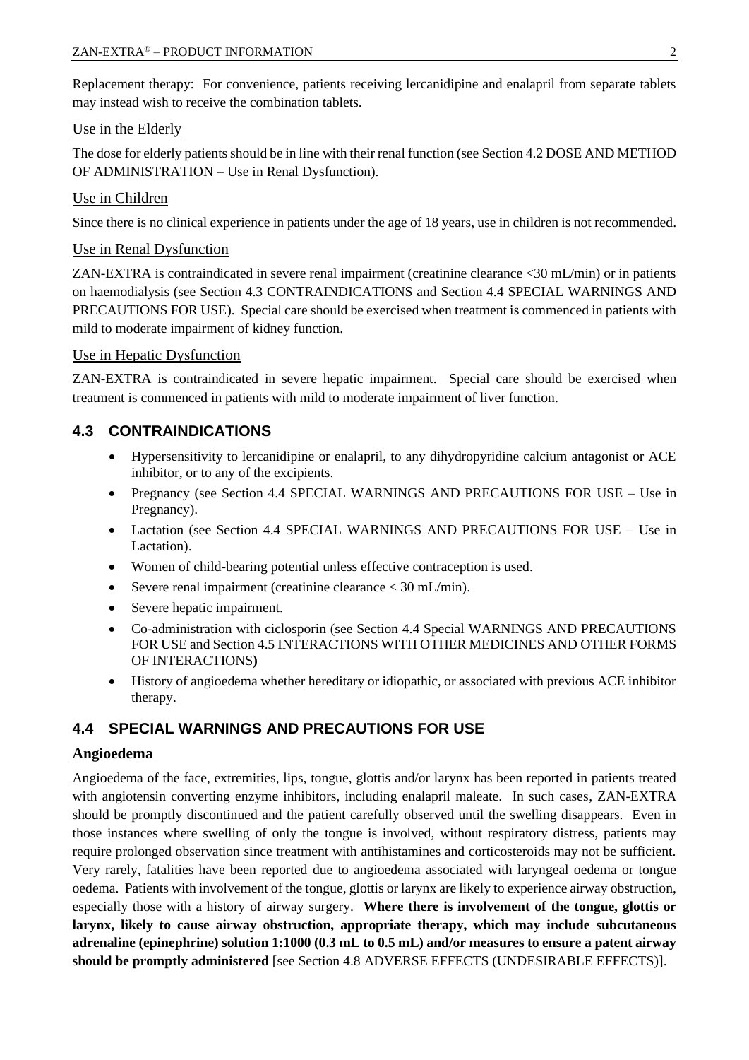Replacement therapy: For convenience, patients receiving lercanidipine and enalapril from separate tablets may instead wish to receive the combination tablets.

### Use in the Elderly

The dose for elderly patients should be in line with their renal function (see Section 4.2 DOSE AND METHOD OF ADMINISTRATION – Use in Renal Dysfunction).

### Use in Children

Since there is no clinical experience in patients under the age of 18 years, use in children is not recommended.

### Use in Renal Dysfunction

ZAN-EXTRA is contraindicated in severe renal impairment (creatinine clearance <30 mL/min) or in patients on haemodialysis (see Section 4.3 CONTRAINDICATIONS and Section 4.4 SPECIAL WARNINGS AND PRECAUTIONS FOR USE). Special care should be exercised when treatment is commenced in patients with mild to moderate impairment of kidney function.

### Use in Hepatic Dysfunction

ZAN-EXTRA is contraindicated in severe hepatic impairment. Special care should be exercised when treatment is commenced in patients with mild to moderate impairment of liver function.

## 4.3 CONTRAINDICATIONS

- Hypersensitivity to lercanidipine or enalapril, to any dihydropyridine calcium antagonist or ACE inhibitor, or to any of the excipients.
- Pregnancy (see Section 4.4 SPECIAL WARNINGS AND PRECAUTIONS FOR USE – Use in Pregnancy).
- Lactation (see Section 4.4 SPECIAL WARNINGS AND PRECAUTIONS FOR USE – Use in Lactation).
- Women of child-bearing potential unless effective contraception is used.
- Severe renal impairment (creatinine clearance < 30 mL/min).
- Severe hepatic impairment.
- Co-administration with ciclosporin (see Section 4.4 Special WARNINGS AND PRECAUTIONS FOR USE and Section 4.5 INTERACTIONS WITH OTHER MEDICINES AND OTHER FORMS OF INTERACTIONS**)**
- History of angioedema whether hereditary or idiopathic, or associated with previous ACE inhibitor therapy.

## 4.4 SPECIAL WARNINGS AND PRECAUTIONS FOR USE

### Angioedema

Angioedema of the face, extremities, lips, tongue, glottis and/or larynx has been reported in patients treated with angiotensin converting enzyme inhibitors, including enalapril maleate. In such cases, ZAN-EXTRA should be promptly discontinued and the patient carefully observed until the swelling disappears. Even in those instances where swelling of only the tongue is involved, without respiratory distress, patients may require prolonged observation since treatment with antihistamines and corticosteroids may not be sufficient. Very rarely, fatalities have been reported due to angioedema associated with laryngeal oedema or tongue oedema. Patients with involvement of the tongue, glottis or larynx are likely to experience airway obstruction, especially those with a history of airway surgery. **Where there is involvement of the tongue, glottis or larynx, likely to cause airway obstruction, appropriate therapy, which may include subcutaneous adrenaline (epinephrine) solution 1:1000 (0.3 mL to 0.5 mL) and/or measures to ensure a patent airway should be promptly administered** [see Section 4.8 ADVERSE EFFECTS (UNDESIRABLE EFFECTS)].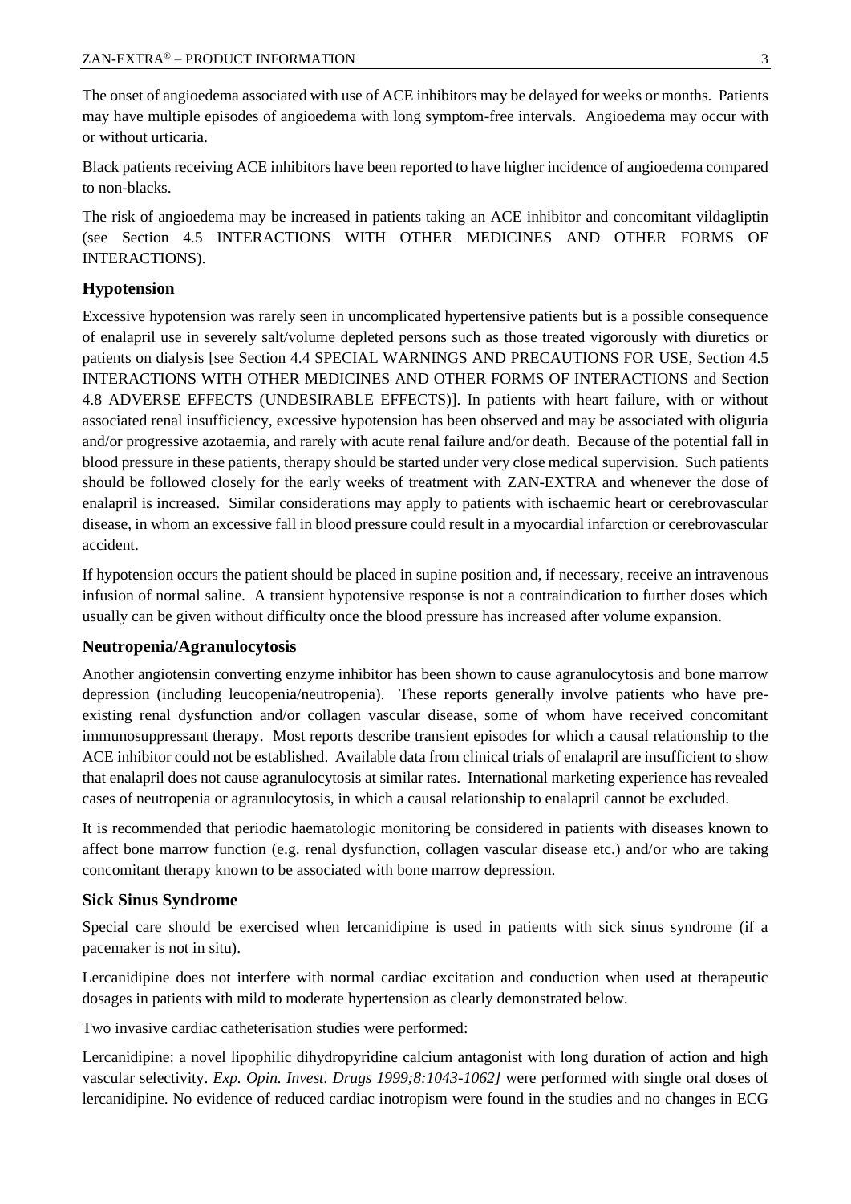The onset of angioedema associated with use of ACE inhibitors may be delayed for weeks or months. Patients may have multiple episodes of angioedema with long symptom-free intervals. Angioedema may occur with or without urticaria.

Black patients receiving ACE inhibitors have been reported to have higher incidence of angioedema compared to non-blacks.

The risk of angioedema may be increased in patients taking an ACE inhibitor and concomitant vildagliptin (see Section 4.5 INTERACTIONS WITH OTHER MEDICINES AND OTHER FORMS OF INTERACTIONS).

### Hypotension

Excessive hypotension was rarely seen in uncomplicated hypertensive patients but is a possible consequence of enalapril use in severely salt/volume depleted persons such as those treated vigorously with diuretics or patients on dialysis [see Section 4.4 SPECIAL WARNINGS AND PRECAUTIONS FOR USE, Section 4.5 INTERACTIONS WITH OTHER MEDICINES AND OTHER FORMS OF INTERACTIONS and Section 4.8 ADVERSE EFFECTS (UNDESIRABLE EFFECTS)]. In patients with heart failure, with or without associated renal insufficiency, excessive hypotension has been observed and may be associated with oliguria and/or progressive azotaemia, and rarely with acute renal failure and/or death. Because of the potential fall in blood pressure in these patients, therapy should be started under very close medical supervision. Such patients should be followed closely for the early weeks of treatment with ZAN-EXTRA and whenever the dose of enalapril is increased. Similar considerations may apply to patients with ischaemic heart or cerebrovascular disease, in whom an excessive fall in blood pressure could result in a myocardial infarction or cerebrovascular accident.

If hypotension occurs the patient should be placed in supine position and, if necessary, receive an intravenous infusion of normal saline. A transient hypotensive response is not a contraindication to further doses which usually can be given without difficulty once the blood pressure has increased after volume expansion.

### Neutropenia/Agranulocytosis

Another angiotensin converting enzyme inhibitor has been shown to cause agranulocytosis and bone marrow depression (including leucopenia/neutropenia). These reports generally involve patients who have pre-existing renal dysfunction and/or collagen vascular disease, some of whom have received concomitant immunosuppressant therapy. Most reports describe transient episodes for which a causal relationship to the ACE inhibitor could not be established. Available data from clinical trials of enalapril are insufficient to show that enalapril does not cause agranulocytosis at similar rates. International marketing experience has revealed cases of neutropenia or agranulocytosis, in which a causal relationship to enalapril cannot be excluded.

It is recommended that periodic haematologic monitoring be considered in patients with diseases known to affect bone marrow function (e.g. renal dysfunction, collagen vascular disease etc.) and/or who are taking concomitant therapy known to be associated with bone marrow depression.

### Sick Sinus Syndrome

Special care should be exercised when lercanidipine is used in patients with sick sinus syndrome (if a pacemaker is not in situ).

Lercanidipine does not interfere with normal cardiac excitation and conduction when used at therapeutic dosages in patients with mild to moderate hypertension as clearly demonstrated below.

Two invasive cardiac catheterisation studies were performed:

Lercanidipine: a novel lipophilic dihydropyridine calcium antagonist with long duration of action and high vascular selectivity. *Exp. Opin. Invest. Drugs 1999;8:1043-1062]* were performed with single oral doses of lercanidipine. No evidence of reduced cardiac inotropism were found in the studies and no changes in ECG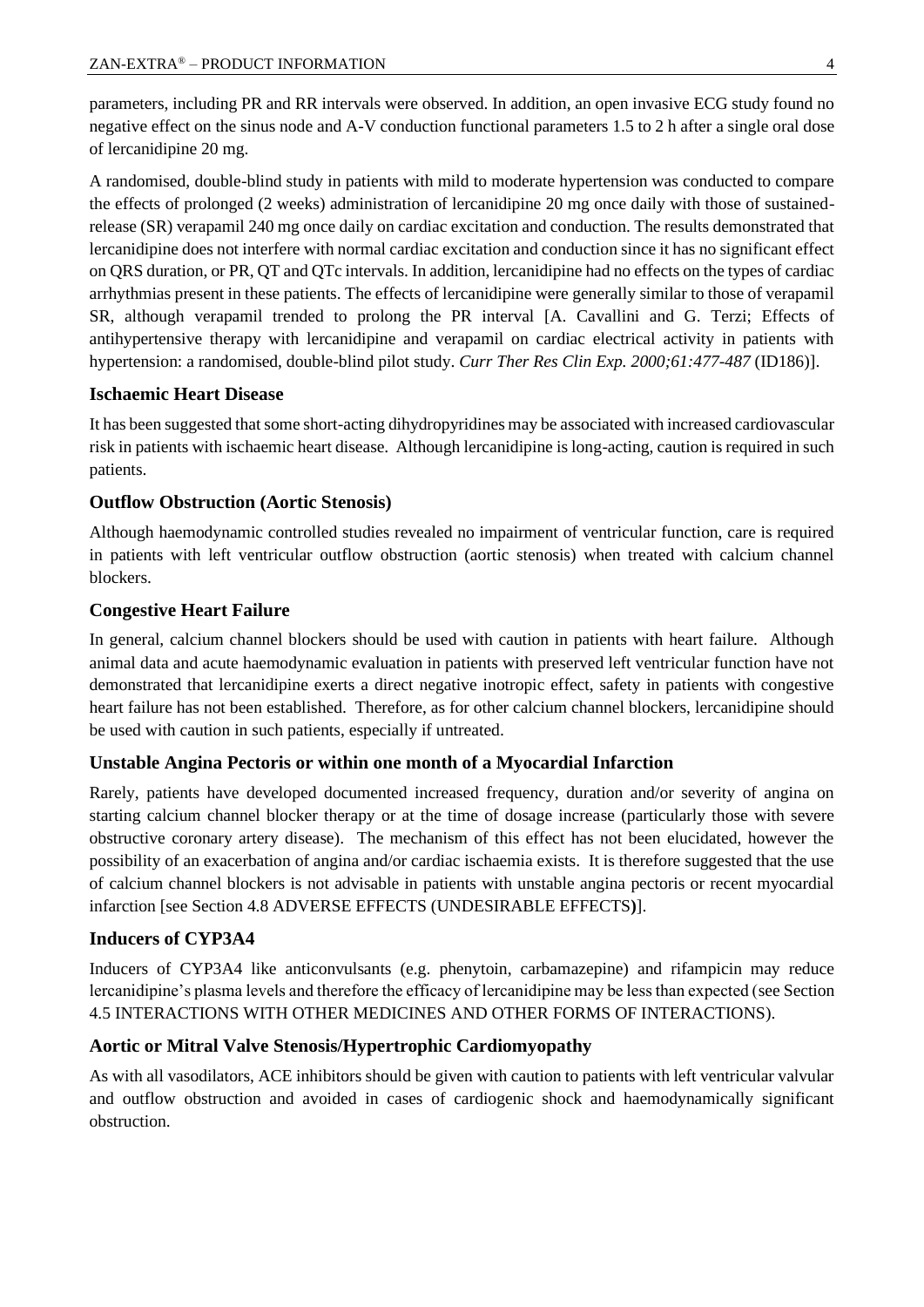parameters, including PR and RR intervals were observed. In addition, an open invasive ECG study found no negative effect on the sinus node and A-V conduction functional parameters 1.5 to 2 h after a single oral dose of lercanidipine 20 mg.

A randomised, double-blind study in patients with mild to moderate hypertension was conducted to compare the effects of prolonged (2 weeks) administration of lercanidipine 20 mg once daily with those of sustained-release (SR) verapamil 240 mg once daily on cardiac excitation and conduction. The results demonstrated that lercanidipine does not interfere with normal cardiac excitation and conduction since it has no significant effect on QRS duration, or PR, QT and QTc intervals. In addition, lercanidipine had no effects on the types of cardiac arrhythmias present in these patients. The effects of lercanidipine were generally similar to those of verapamil SR, although verapamil trended to prolong the PR interval [A. Cavallini and G. Terzi; Effects of antihypertensive therapy with lercanidipine and verapamil on cardiac electrical activity in patients with hypertension: a randomised, double-blind pilot study. *Curr Ther Res Clin Exp. 2000;61:477-487* (ID186)].

### Ischaemic Heart Disease

It has been suggested that some short-acting dihydropyridines may be associated with increased cardiovascular risk in patients with ischaemic heart disease. Although lercanidipine is long-acting, caution is required in such patients.

### Outflow Obstruction (Aortic Stenosis)

Although haemodynamic controlled studies revealed no impairment of ventricular function, care is required in patients with left ventricular outflow obstruction (aortic stenosis) when treated with calcium channel blockers.

### Congestive Heart Failure

In general, calcium channel blockers should be used with caution in patients with heart failure. Although animal data and acute haemodynamic evaluation in patients with preserved left ventricular function have not demonstrated that lercanidipine exerts a direct negative inotropic effect, safety in patients with congestive heart failure has not been established. Therefore, as for other calcium channel blockers, lercanidipine should be used with caution in such patients, especially if untreated.

### Unstable Angina Pectoris or within one month of a Myocardial Infarction

Rarely, patients have developed documented increased frequency, duration and/or severity of angina on starting calcium channel blocker therapy or at the time of dosage increase (particularly those with severe obstructive coronary artery disease). The mechanism of this effect has not been elucidated, however the possibility of an exacerbation of angina and/or cardiac ischaemia exists. It is therefore suggested that the use of calcium channel blockers is not advisable in patients with unstable angina pectoris or recent myocardial infarction [see Section 4.8 ADVERSE EFFECTS (UNDESIRABLE EFFECTS)].

### Inducers of CYP3A4

Inducers of CYP3A4 like anticonvulsants (e.g. phenytoin, carbamazepine) and rifampicin may reduce lercanidipine's plasma levels and therefore the efficacy of lercanidipine may be less than expected (see Section 4.5 INTERACTIONS WITH OTHER MEDICINES AND OTHER FORMS OF INTERACTIONS).

### Aortic or Mitral Valve Stenosis/Hypertrophic Cardiomyopathy

As with all vasodilators, ACE inhibitors should be given with caution to patients with left ventricular valvular and outflow obstruction and avoided in cases of cardiogenic shock and haemodynamically significant obstruction.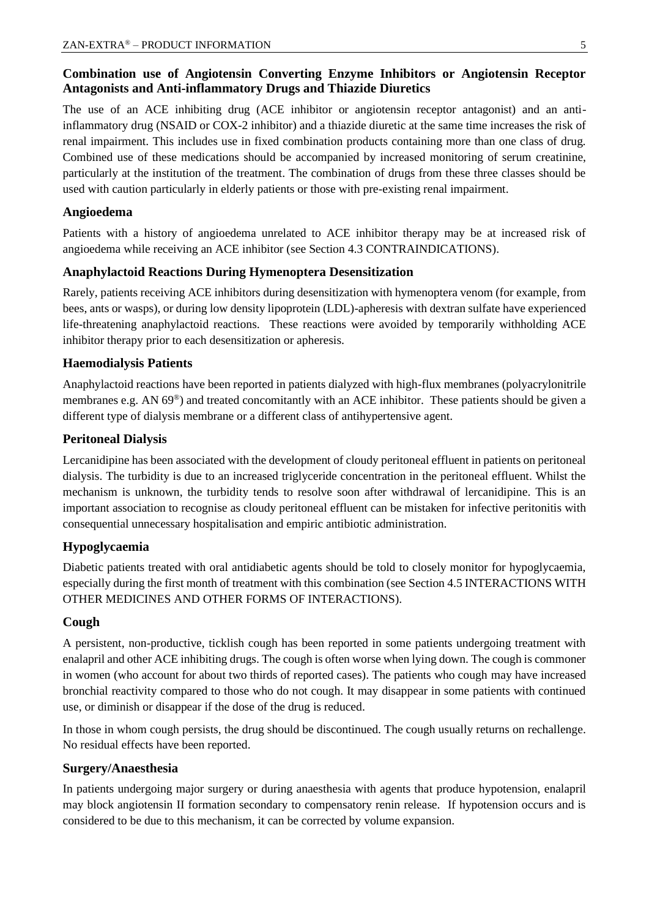### Combination use of Angiotensin Converting Enzyme Inhibitors or Angiotensin Receptor Antagonists and Anti-inflammatory Drugs and Thiazide Diuretics

The use of an ACE inhibiting drug (ACE inhibitor or angiotensin receptor antagonist) and an anti-inflammatory drug (NSAID or COX-2 inhibitor) and a thiazide diuretic at the same time increases the risk of renal impairment. This includes use in fixed combination products containing more than one class of drug. Combined use of these medications should be accompanied by increased monitoring of serum creatinine, particularly at the institution of the treatment. The combination of drugs from these three classes should be used with caution particularly in elderly patients or those with pre-existing renal impairment.

### Angioedema

Patients with a history of angioedema unrelated to ACE inhibitor therapy may be at increased risk of angioedema while receiving an ACE inhibitor (see Section 4.3 CONTRAINDICATIONS).

### Anaphylactoid Reactions During Hymenoptera Desensitization

Rarely, patients receiving ACE inhibitors during desensitization with hymenoptera venom (for example, from bees, ants or wasps), or during low density lipoprotein (LDL)-apheresis with dextran sulfate have experienced life-threatening anaphylactoid reactions. These reactions were avoided by temporarily withholding ACE inhibitor therapy prior to each desensitization or apheresis.

### Haemodialysis Patients

Anaphylactoid reactions have been reported in patients dialyzed with high-flux membranes (polyacrylonitrile membranes e.g. AN 69®) and treated concomitantly with an ACE inhibitor. These patients should be given a different type of dialysis membrane or a different class of antihypertensive agent.

### Peritoneal Dialysis

Lercanidipine has been associated with the development of cloudy peritoneal effluent in patients on peritoneal dialysis. The turbidity is due to an increased triglyceride concentration in the peritoneal effluent. Whilst the mechanism is unknown, the turbidity tends to resolve soon after withdrawal of lercanidipine. This is an important association to recognise as cloudy peritoneal effluent can be mistaken for infective peritonitis with consequential unnecessary hospitalisation and empiric antibiotic administration.

### Hypoglycaemia

Diabetic patients treated with oral antidiabetic agents should be told to closely monitor for hypoglycaemia, especially during the first month of treatment with this combination (see Section 4.5 INTERACTIONS WITH OTHER MEDICINES AND OTHER FORMS OF INTERACTIONS).

### Cough

A persistent, non-productive, ticklish cough has been reported in some patients undergoing treatment with enalapril and other ACE inhibiting drugs. The cough is often worse when lying down. The cough is commoner in women (who account for about two thirds of reported cases). The patients who cough may have increased bronchial reactivity compared to those who do not cough. It may disappear in some patients with continued use, or diminish or disappear if the dose of the drug is reduced.

In those in whom cough persists, the drug should be discontinued. The cough usually returns on rechallenge. No residual effects have been reported.

### Surgery/Anaesthesia

In patients undergoing major surgery or during anaesthesia with agents that produce hypotension, enalapril may block angiotensin II formation secondary to compensatory renin release. If hypotension occurs and is considered to be due to this mechanism, it can be corrected by volume expansion.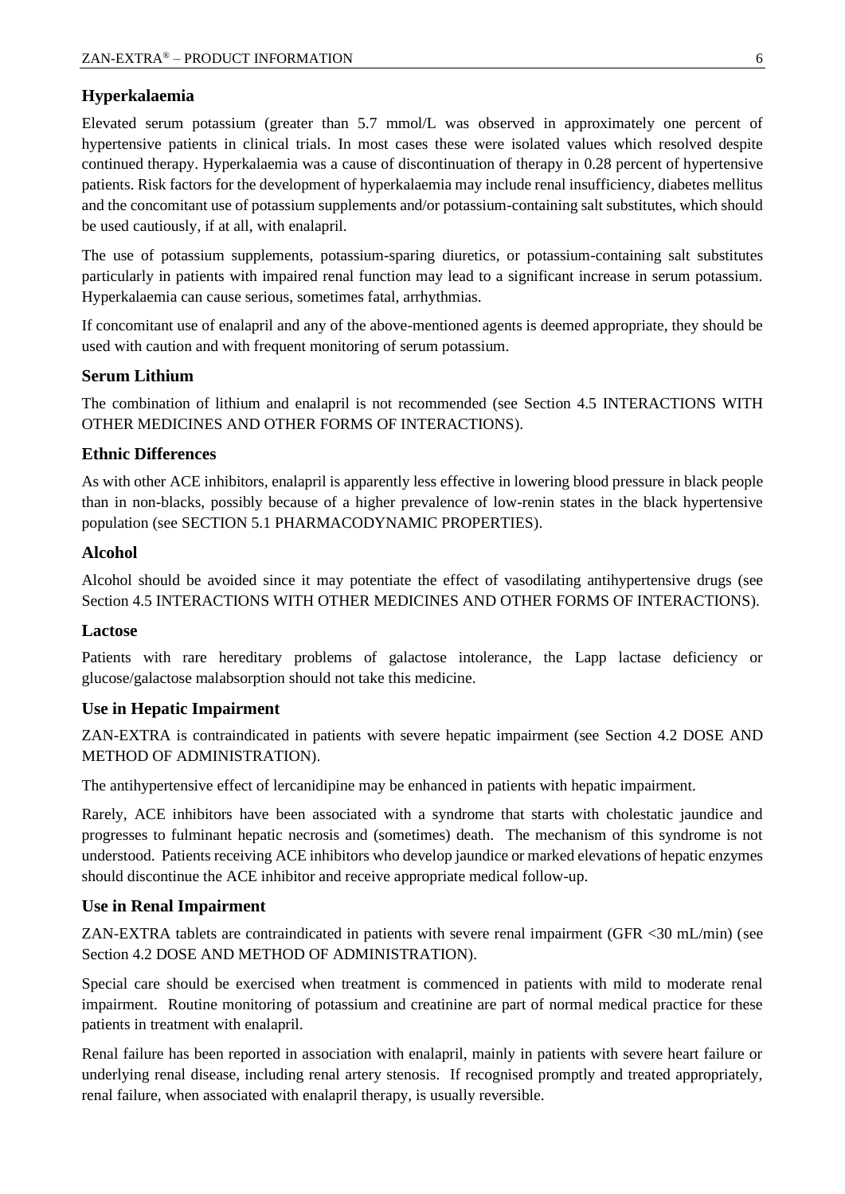### Hyperkalaemia

Elevated serum potassium (greater than 5.7 mmol/L was observed in approximately one percent of hypertensive patients in clinical trials. In most cases these were isolated values which resolved despite continued therapy. Hyperkalaemia was a cause of discontinuation of therapy in 0.28 percent of hypertensive patients. Risk factors for the development of hyperkalaemia may include renal insufficiency, diabetes mellitus and the concomitant use of potassium supplements and/or potassium-containing salt substitutes, which should be used cautiously, if at all, with enalapril.

The use of potassium supplements, potassium-sparing diuretics, or potassium-containing salt substitutes particularly in patients with impaired renal function may lead to a significant increase in serum potassium. Hyperkalaemia can cause serious, sometimes fatal, arrhythmias.

If concomitant use of enalapril and any of the above-mentioned agents is deemed appropriate, they should be used with caution and with frequent monitoring of serum potassium.

### Serum Lithium

The combination of lithium and enalapril is not recommended (see Section 4.5 INTERACTIONS WITH OTHER MEDICINES AND OTHER FORMS OF INTERACTIONS).

### Ethnic Differences

As with other ACE inhibitors, enalapril is apparently less effective in lowering blood pressure in black people than in non-blacks, possibly because of a higher prevalence of low-renin states in the black hypertensive population (see SECTION 5.1 PHARMACODYNAMIC PROPERTIES).

### Alcohol

Alcohol should be avoided since it may potentiate the effect of vasodilating antihypertensive drugs (see Section 4.5 INTERACTIONS WITH OTHER MEDICINES AND OTHER FORMS OF INTERACTIONS).

### Lactose

Patients with rare hereditary problems of galactose intolerance, the Lapp lactase deficiency or glucose/galactose malabsorption should not take this medicine.

### Use in Hepatic Impairment

ZAN-EXTRA is contraindicated in patients with severe hepatic impairment (see Section 4.2 DOSE AND METHOD OF ADMINISTRATION).

The antihypertensive effect of lercanidipine may be enhanced in patients with hepatic impairment.

Rarely, ACE inhibitors have been associated with a syndrome that starts with cholestatic jaundice and progresses to fulminant hepatic necrosis and (sometimes) death. The mechanism of this syndrome is not understood. Patients receiving ACE inhibitors who develop jaundice or marked elevations of hepatic enzymes should discontinue the ACE inhibitor and receive appropriate medical follow-up.

### Use in Renal Impairment

ZAN-EXTRA tablets are contraindicated in patients with severe renal impairment (GFR <30 mL/min) (see Section 4.2 DOSE AND METHOD OF ADMINISTRATION).

Special care should be exercised when treatment is commenced in patients with mild to moderate renal impairment. Routine monitoring of potassium and creatinine are part of normal medical practice for these patients in treatment with enalapril.

Renal failure has been reported in association with enalapril, mainly in patients with severe heart failure or underlying renal disease, including renal artery stenosis. If recognised promptly and treated appropriately, renal failure, when associated with enalapril therapy, is usually reversible.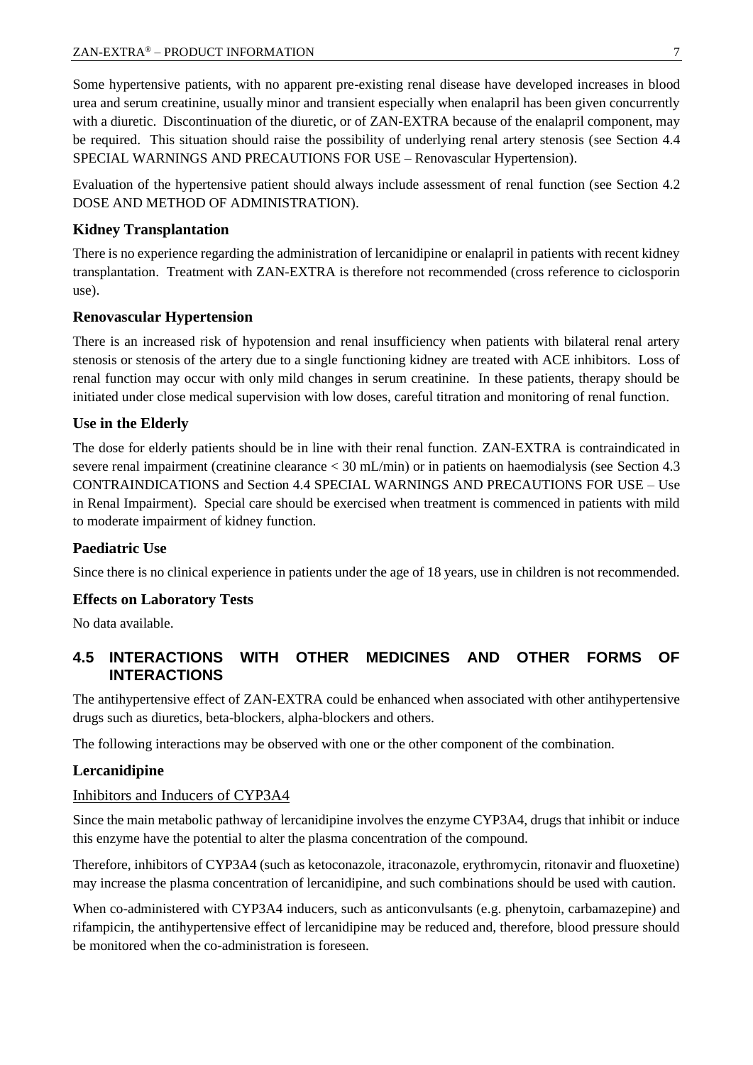Some hypertensive patients, with no apparent pre-existing renal disease have developed increases in blood urea and serum creatinine, usually minor and transient especially when enalapril has been given concurrently with a diuretic. Discontinuation of the diuretic, or of ZAN-EXTRA because of the enalapril component, may be required. This situation should raise the possibility of underlying renal artery stenosis (see Section 4.4 SPECIAL WARNINGS AND PRECAUTIONS FOR USE – Renovascular Hypertension).

Evaluation of the hypertensive patient should always include assessment of renal function (see Section 4.2 DOSE AND METHOD OF ADMINISTRATION).

### Kidney Transplantation

There is no experience regarding the administration of lercanidipine or enalapril in patients with recent kidney transplantation. Treatment with ZAN-EXTRA is therefore not recommended (cross reference to ciclosporin use).

### Renovascular Hypertension

There is an increased risk of hypotension and renal insufficiency when patients with bilateral renal artery stenosis or stenosis of the artery due to a single functioning kidney are treated with ACE inhibitors. Loss of renal function may occur with only mild changes in serum creatinine. In these patients, therapy should be initiated under close medical supervision with low doses, careful titration and monitoring of renal function.

### Use in the Elderly

The dose for elderly patients should be in line with their renal function. ZAN-EXTRA is contraindicated in severe renal impairment (creatinine clearance < 30 mL/min) or in patients on haemodialysis (see Section 4.3 CONTRAINDICATIONS and Section 4.4 SPECIAL WARNINGS AND PRECAUTIONS FOR USE – Use in Renal Impairment). Special care should be exercised when treatment is commenced in patients with mild to moderate impairment of kidney function.

### Paediatric Use

Since there is no clinical experience in patients under the age of 18 years, use in children is not recommended.

### Effects on Laboratory Tests

No data available.

## 4.5 INTERACTIONS WITH OTHER MEDICINES AND OTHER FORMS OF INTERACTIONS

The antihypertensive effect of ZAN-EXTRA could be enhanced when associated with other antihypertensive drugs such as diuretics, beta-blockers, alpha-blockers and others.

The following interactions may be observed with one or the other component of the combination.

### Lercanidipine

#### Inhibitors and Inducers of CYP3A4

Since the main metabolic pathway of lercanidipine involves the enzyme CYP3A4, drugs that inhibit or induce this enzyme have the potential to alter the plasma concentration of the compound.

Therefore, inhibitors of CYP3A4 (such as ketoconazole, itraconazole, erythromycin, ritonavir and fluoxetine) may increase the plasma concentration of lercanidipine, and such combinations should be used with caution.

When co-administered with CYP3A4 inducers, such as anticonvulsants (e.g. phenytoin, carbamazepine) and rifampicin, the antihypertensive effect of lercanidipine may be reduced and, therefore, blood pressure should be monitored when the co-administration is foreseen.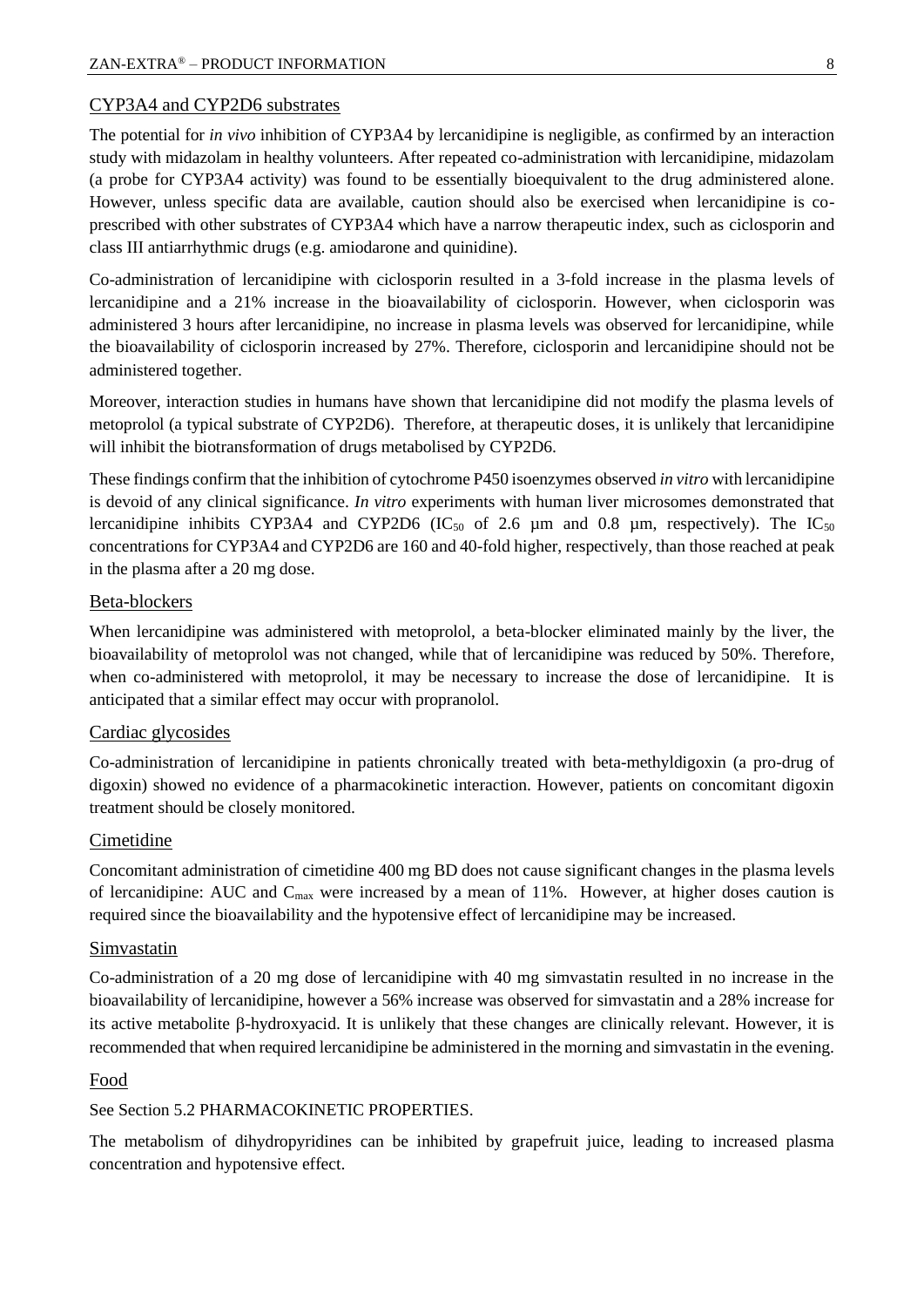### CYP3A4 and CYP2D6 substrates

The potential for *in vivo* inhibition of CYP3A4 by lercanidipine is negligible, as confirmed by an interaction study with midazolam in healthy volunteers. After repeated co-administration with lercanidipine, midazolam (a probe for CYP3A4 activity) was found to be essentially bioequivalent to the drug administered alone. However, unless specific data are available, caution should also be exercised when lercanidipine is co-prescribed with other substrates of CYP3A4 which have a narrow therapeutic index, such as ciclosporin and class III antiarrhythmic drugs (e.g. amiodarone and quinidine).

Co-administration of lercanidipine with ciclosporin resulted in a 3-fold increase in the plasma levels of lercanidipine and a 21% increase in the bioavailability of ciclosporin. However, when ciclosporin was administered 3 hours after lercanidipine, no increase in plasma levels was observed for lercanidipine, while the bioavailability of ciclosporin increased by 27%. Therefore, ciclosporin and lercanidipine should not be administered together.

Moreover, interaction studies in humans have shown that lercanidipine did not modify the plasma levels of metoprolol (a typical substrate of CYP2D6). Therefore, at therapeutic doses, it is unlikely that lercanidipine will inhibit the biotransformation of drugs metabolised by CYP2D6.

These findings confirm that the inhibition of cytochrome P450 isoenzymes observed *in vitro* with lercanidipine is devoid of any clinical significance. *In vitro* experiments with human liver microsomes demonstrated that lercanidipine inhibits CYP3A4 and CYP2D6 ($IC_{50}$ of 2.6 µm and 0.8 µm, respectively). The $IC_{50}$ concentrations for CYP3A4 and CYP2D6 are 160 and 40-fold higher, respectively, than those reached at peak in the plasma after a 20 mg dose.

### Beta-blockers

When lercanidipine was administered with metoprolol, a beta-blocker eliminated mainly by the liver, the bioavailability of metoprolol was not changed, while that of lercanidipine was reduced by 50%. Therefore, when co-administered with metoprolol, it may be necessary to increase the dose of lercanidipine. It is anticipated that a similar effect may occur with propranolol.

### Cardiac glycosides

Co-administration of lercanidipine in patients chronically treated with beta-methyldigoxin (a pro-drug of digoxin) showed no evidence of a pharmacokinetic interaction. However, patients on concomitant digoxin treatment should be closely monitored.

### Cimetidine

Concomitant administration of cimetidine 400 mg BD does not cause significant changes in the plasma levels of lercanidipine: AUC and $C_{max}$ were increased by a mean of 11%. However, at higher doses caution is required since the bioavailability and the hypotensive effect of lercanidipine may be increased.

### Simvastatin

Co-administration of a 20 mg dose of lercanidipine with 40 mg simvastatin resulted in no increase in the bioavailability of lercanidipine, however a 56% increase was observed for simvastatin and a 28% increase for its active metabolite β-hydroxyacid. It is unlikely that these changes are clinically relevant. However, it is recommended that when required lercanidipine be administered in the morning and simvastatin in the evening.

### Food

See Section 5.2 PHARMACOKINETIC PROPERTIES.

The metabolism of dihydropyridines can be inhibited by grapefruit juice, leading to increased plasma concentration and hypotensive effect.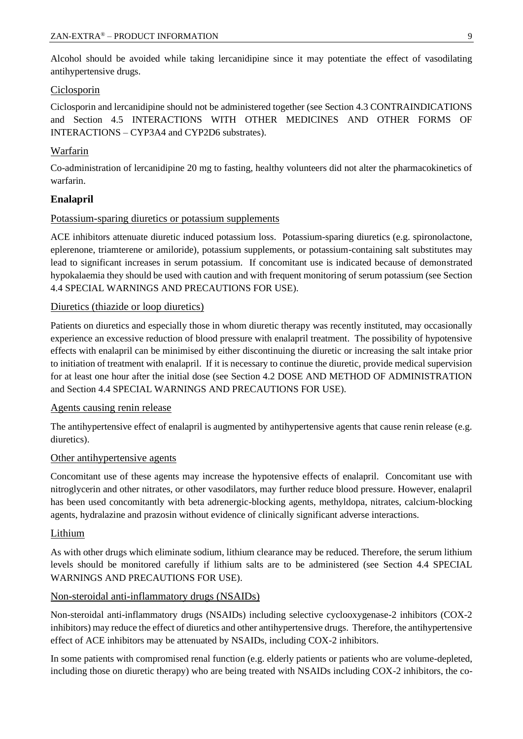Alcohol should be avoided while taking lercanidipine since it may potentiate the effect of vasodilating antihypertensive drugs.

### Ciclosporin

Ciclosporin and lercanidipine should not be administered together (see Section 4.3 CONTRAINDICATIONS and Section 4.5 INTERACTIONS WITH OTHER MEDICINES AND OTHER FORMS OF INTERACTIONS – CYP3A4 and CYP2D6 substrates).

### Warfarin

Co-administration of lercanidipine 20 mg to fasting, healthy volunteers did not alter the pharmacokinetics of warfarin.

## Enalapril

### Potassium-sparing diuretics or potassium supplements

ACE inhibitors attenuate diuretic induced potassium loss. Potassium-sparing diuretics (e.g. spironolactone, eplerenone, triamterene or amiloride), potassium supplements, or potassium-containing salt substitutes may lead to significant increases in serum potassium. If concomitant use is indicated because of demonstrated hypokalaemia they should be used with caution and with frequent monitoring of serum potassium (see Section 4.4 SPECIAL WARNINGS AND PRECAUTIONS FOR USE).

### Diuretics (thiazide or loop diuretics)

Patients on diuretics and especially those in whom diuretic therapy was recently instituted, may occasionally experience an excessive reduction of blood pressure with enalapril treatment. The possibility of hypotensive effects with enalapril can be minimised by either discontinuing the diuretic or increasing the salt intake prior to initiation of treatment with enalapril. If it is necessary to continue the diuretic, provide medical supervision for at least one hour after the initial dose (see Section 4.2 DOSE AND METHOD OF ADMINISTRATION and Section 4.4 SPECIAL WARNINGS AND PRECAUTIONS FOR USE).

### Agents causing renin release

The antihypertensive effect of enalapril is augmented by antihypertensive agents that cause renin release (e.g. diuretics).

### Other antihypertensive agents

Concomitant use of these agents may increase the hypotensive effects of enalapril. Concomitant use with nitroglycerin and other nitrates, or other vasodilators, may further reduce blood pressure. However, enalapril has been used concomitantly with beta adrenergic-blocking agents, methyldopa, nitrates, calcium-blocking agents, hydralazine and prazosin without evidence of clinically significant adverse interactions.

### Lithium

As with other drugs which eliminate sodium, lithium clearance may be reduced. Therefore, the serum lithium levels should be monitored carefully if lithium salts are to be administered (see Section 4.4 SPECIAL WARNINGS AND PRECAUTIONS FOR USE).

### Non-steroidal anti-inflammatory drugs (NSAIDs)

Non-steroidal anti-inflammatory drugs (NSAIDs) including selective cyclooxygenase-2 inhibitors (COX-2 inhibitors) may reduce the effect of diuretics and other antihypertensive drugs. Therefore, the antihypertensive effect of ACE inhibitors may be attenuated by NSAIDs, including COX-2 inhibitors.

In some patients with compromised renal function (e.g. elderly patients or patients who are volume-depleted, including those on diuretic therapy) who are being treated with NSAIDs including COX-2 inhibitors, the co-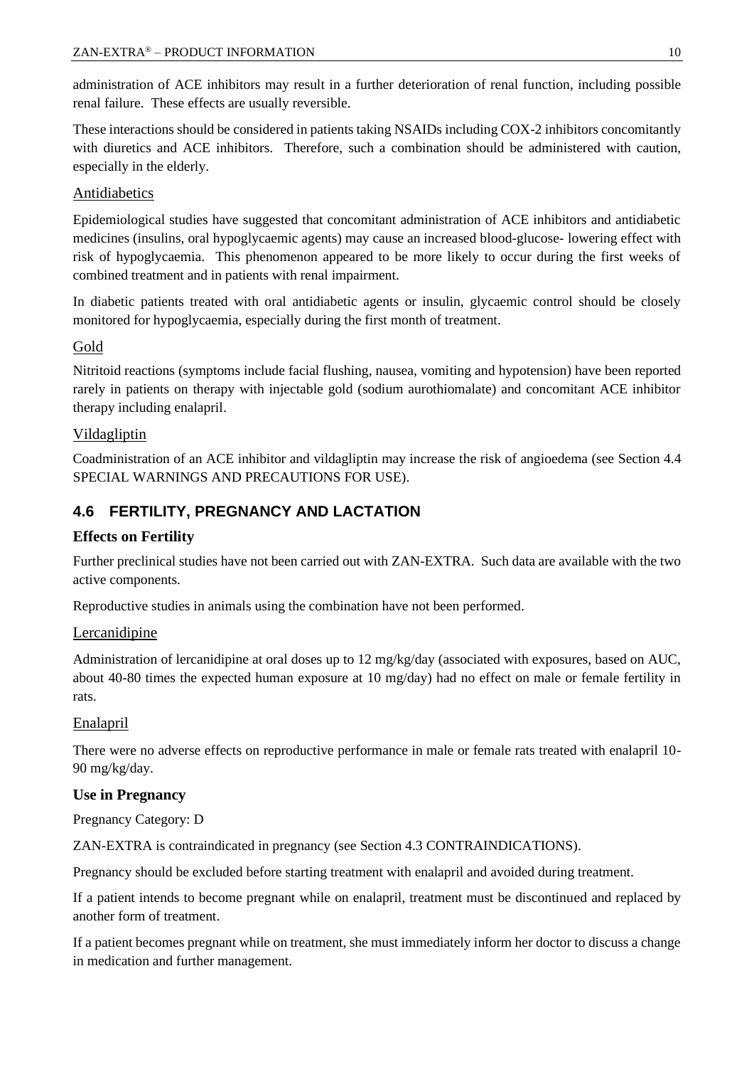administration of ACE inhibitors may result in a further deterioration of renal function, including possible renal failure. These effects are usually reversible.

These interactions should be considered in patients taking NSAIDs including COX-2 inhibitors concomitantly with diuretics and ACE inhibitors. Therefore, such a combination should be administered with caution, especially in the elderly.

Antidiabetics

Epidemiological studies have suggested that concomitant administration of ACE inhibitors and antidiabetic medicines (insulins, oral hypoglycaemic agents) may cause an increased blood-glucose- lowering effect with risk of hypoglycaemia. This phenomenon appeared to be more likely to occur during the first weeks of combined treatment and in patients with renal impairment.

In diabetic patients treated with oral antidiabetic agents or insulin, glycaemic control should be closely monitored for hypoglycaemia, especially during the first month of treatment.

Gold

Nitritoid reactions (symptoms include facial flushing, nausea, vomiting and hypotension) have been reported rarely in patients on therapy with injectable gold (sodium aurothiomalate) and concomitant ACE inhibitor therapy including enalapril.

Vildagliptin

Coadministration of an ACE inhibitor and vildagliptin may increase the risk of angioedema (see Section 4.4 SPECIAL WARNINGS AND PRECAUTIONS FOR USE).

## 4.6 FERTILITY, PREGNANCY AND LACTATION

### Effects on Fertility

Further preclinical studies have not been carried out with ZAN-EXTRA. Such data are available with the two active components.

Reproductive studies in animals using the combination have not been performed.

Lercanidipine

Administration of lercanidipine at oral doses up to 12 mg/kg/day (associated with exposures, based on AUC, about 40-80 times the expected human exposure at 10 mg/day) had no effect on male or female fertility in rats.

Enalapril

There were no adverse effects on reproductive performance in male or female rats treated with enalapril 10-90 mg/kg/day.

### Use in Pregnancy

Pregnancy Category: D

ZAN-EXTRA is contraindicated in pregnancy (see Section 4.3 CONTRAINDICATIONS).

Pregnancy should be excluded before starting treatment with enalapril and avoided during treatment.

If a patient intends to become pregnant while on enalapril, treatment must be discontinued and replaced by another form of treatment.

If a patient becomes pregnant while on treatment, she must immediately inform her doctor to discuss a change in medication and further management.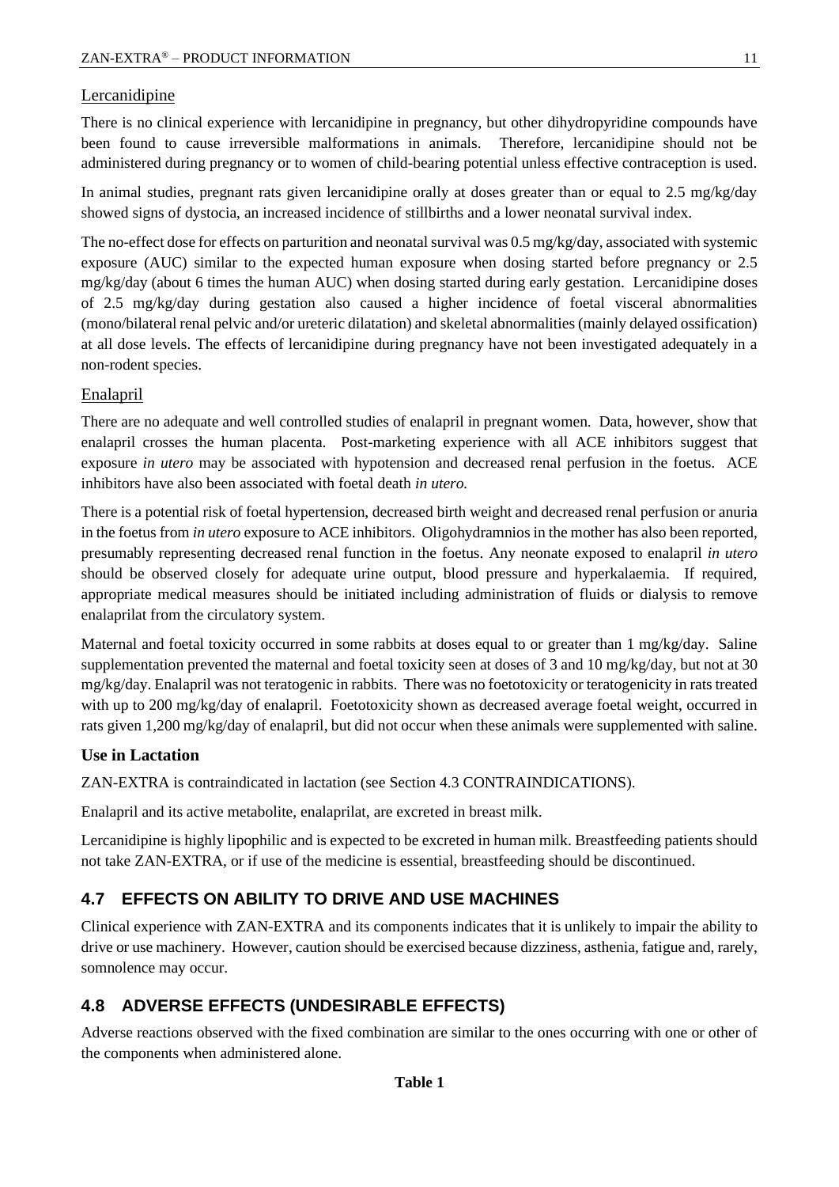<u>Lercanidipine</u>

There is no clinical experience with lercanidipine in pregnancy, but other dihydropyridine compounds have been found to cause irreversible malformations in animals. Therefore, lercanidipine should not be administered during pregnancy or to women of child-bearing potential unless effective contraception is used.

In animal studies, pregnant rats given lercanidipine orally at doses greater than or equal to 2.5 mg/kg/day showed signs of dystocia, an increased incidence of stillbirths and a lower neonatal survival index.

The no-effect dose for effects on parturition and neonatal survival was 0.5 mg/kg/day, associated with systemic exposure (AUC) similar to the expected human exposure when dosing started before pregnancy or 2.5 mg/kg/day (about 6 times the human AUC) when dosing started during early gestation. Lercanidipine doses of 2.5 mg/kg/day during gestation also caused a higher incidence of foetal visceral abnormalities (mono/bilateral renal pelvic and/or ureteric dilatation) and skeletal abnormalities (mainly delayed ossification) at all dose levels. The effects of lercanidipine during pregnancy have not been investigated adequately in a non-rodent species.

<u>Enalapril</u>

There are no adequate and well controlled studies of enalapril in pregnant women. Data, however, show that enalapril crosses the human placenta. Post-marketing experience with all ACE inhibitors suggest that exposure *in utero* may be associated with hypotension and decreased renal perfusion in the foetus. ACE inhibitors have also been associated with foetal death *in utero.*

There is a potential risk of foetal hypertension, decreased birth weight and decreased renal perfusion or anuria in the foetus from *in utero* exposure to ACE inhibitors. Oligohydramnios in the mother has also been reported, presumably representing decreased renal function in the foetus. Any neonate exposed to enalapril *in utero* should be observed closely for adequate urine output, blood pressure and hyperkalaemia. If required, appropriate medical measures should be initiated including administration of fluids or dialysis to remove enalaprilat from the circulatory system.

Maternal and foetal toxicity occurred in some rabbits at doses equal to or greater than 1 mg/kg/day. Saline supplementation prevented the maternal and foetal toxicity seen at doses of 3 and 10 mg/kg/day, but not at 30 mg/kg/day. Enalapril was not teratogenic in rabbits. There was no foetotoxicity or teratogenicity in rats treated with up to 200 mg/kg/day of enalapril. Foetotoxicity shown as decreased average foetal weight, occurred in rats given 1,200 mg/kg/day of enalapril, but did not occur when these animals were supplemented with saline.

**Use in Lactation**

ZAN-EXTRA is contraindicated in lactation (see Section 4.3 CONTRAINDICATIONS).

Enalapril and its active metabolite, enalaprilat, are excreted in breast milk.

Lercanidipine is highly lipophilic and is expected to be excreted in human milk. Breastfeeding patients should not take ZAN-EXTRA, or if use of the medicine is essential, breastfeeding should be discontinued.

## 4.7 EFFECTS ON ABILITY TO DRIVE AND USE MACHINES

Clinical experience with ZAN-EXTRA and its components indicates that it is unlikely to impair the ability to drive or use machinery. However, caution should be exercised because dizziness, asthenia, fatigue and, rarely, somnolence may occur.

## 4.8 ADVERSE EFFECTS (UNDESIRABLE EFFECTS)

Adverse reactions observed with the fixed combination are similar to the ones occurring with one or other of the components when administered alone.

**Table 1**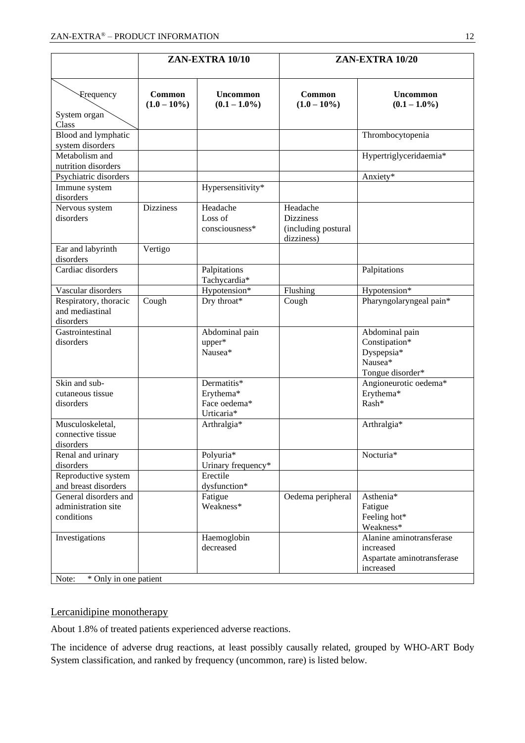| | ZAN-EXTRA 10/10 | | ZAN-EXTRA 10/20 | |
|---|---|---|---|---|
| Frequency / System organ Class | **Common (1.0 – 10%)** | **Uncommon (0.1 – 1.0%)** | **Common (1.0 – 10%)** | **Uncommon (0.1 – 1.0%)** |
| Blood and lymphatic system disorders | | | | Thrombocytopenia |
| Metabolism and nutrition disorders | | | | Hypertriglyceridaemia* |
| Psychiatric disorders | | | | Anxiety* |
| Immune system disorders | | Hypersensitivity* | | |
| Nervous system disorders | Dizziness | Headache<br>Loss of consciousness* | Headache<br>Dizziness (including postural dizziness) | |
| Ear and labyrinth disorders | Vertigo | | | |
| Cardiac disorders | | Palpitations<br>Tachycardia* | | Palpitations |
| Vascular disorders | | Hypotension* | Flushing | Hypotension* |
| Respiratory, thoracic and mediastinal disorders | Cough | Dry throat* | Cough | Pharyngolaryngeal pain* |
| Gastrointestinal disorders | | Abdominal pain upper*<br>Nausea* | | Abdominal pain<br>Constipation*<br>Dyspepsia*<br>Nausea*<br>Tongue disorder* |
| Skin and sub-cutaneous tissue disorders | | Dermatitis*<br>Erythema*<br>Face oedema*<br>Urticaria* | | Angioneurotic oedema*<br>Erythema*<br>Rash* |
| Musculoskeletal, connective tissue disorders | | Arthralgia* | | Arthralgia* |
| Renal and urinary disorders | | Polyuria*<br>Urinary frequency* | | Nocturia* |
| Reproductive system and breast disorders | | Erectile dysfunction* | | |
| General disorders and administration site conditions | | Fatigue<br>Weakness* | Oedema peripheral | Asthenia*<br>Fatigue<br>Feeling hot*<br>Weakness* |
| Investigations | | Haemoglobin decreased | | Alanine aminotransferase increased<br>Aspartate aminotransferase increased |

Note: * Only in one patient

Lercanidipine monotherapy

About 1.8% of treated patients experienced adverse reactions.

The incidence of adverse drug reactions, at least possibly causally related, grouped by WHO-ART Body System classification, and ranked by frequency (uncommon, rare) is listed below.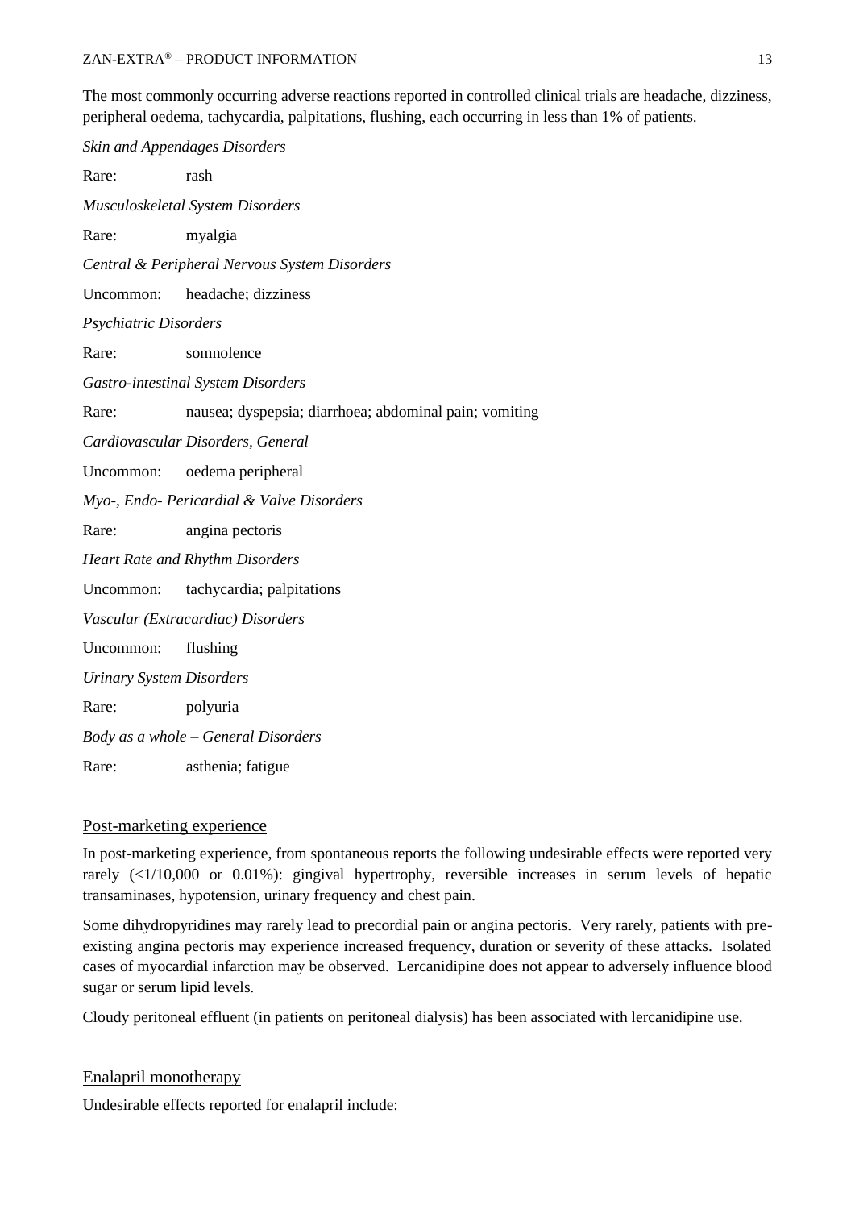The most commonly occurring adverse reactions reported in controlled clinical trials are headache, dizziness, peripheral oedema, tachycardia, palpitations, flushing, each occurring in less than 1% of patients.

*Skin and Appendages Disorders*

Rare: rash

*Musculoskeletal System Disorders*

Rare: myalgia

*Central & Peripheral Nervous System Disorders*

Uncommon: headache; dizziness

*Psychiatric Disorders*

Rare: somnolence

*Gastro-intestinal System Disorders*

Rare: nausea; dyspepsia; diarrhoea; abdominal pain; vomiting

*Cardiovascular Disorders, General*

Uncommon: oedema peripheral

*Myo-, Endo- Pericardial & Valve Disorders*

Rare: angina pectoris

*Heart Rate and Rhythm Disorders*

Uncommon: tachycardia; palpitations

*Vascular (Extracardiac) Disorders*

Uncommon: flushing

*Urinary System Disorders*

Rare: polyuria

*Body as a whole – General Disorders*

Rare: asthenia; fatigue

## Post-marketing experience

In post-marketing experience, from spontaneous reports the following undesirable effects were reported very rarely (<1/10,000 or 0.01%): gingival hypertrophy, reversible increases in serum levels of hepatic transaminases, hypotension, urinary frequency and chest pain.

Some dihydropyridines may rarely lead to precordial pain or angina pectoris. Very rarely, patients with pre-existing angina pectoris may experience increased frequency, duration or severity of these attacks. Isolated cases of myocardial infarction may be observed. Lercanidipine does not appear to adversely influence blood sugar or serum lipid levels.

Cloudy peritoneal effluent (in patients on peritoneal dialysis) has been associated with lercanidipine use.

## Enalapril monotherapy

Undesirable effects reported for enalapril include: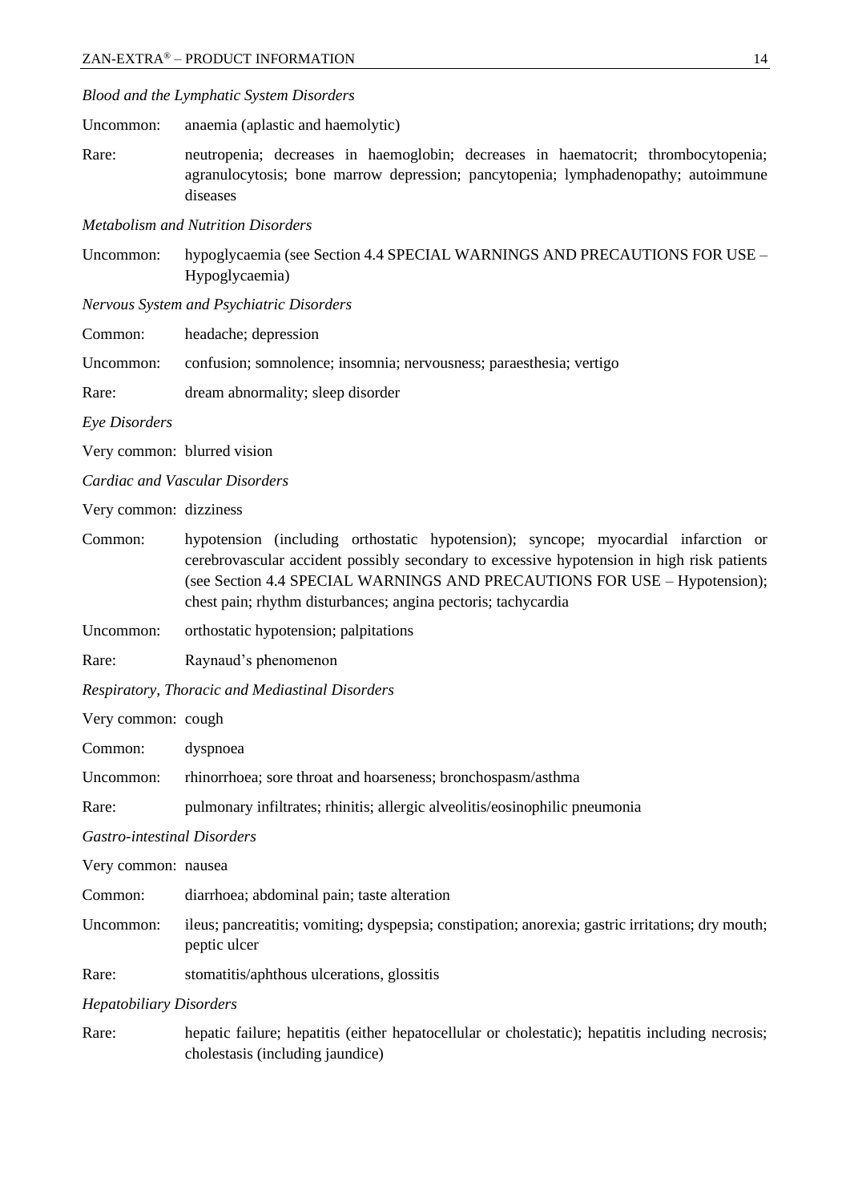*Blood and the Lymphatic System Disorders*

Uncommon: anaemia (aplastic and haemolytic)

Rare: neutropenia; decreases in haemoglobin; decreases in haematocrit; thrombocytopenia; agranulocytosis; bone marrow depression; pancytopenia; lymphadenopathy; autoimmune diseases

*Metabolism and Nutrition Disorders*

Uncommon: hypoglycaemia (see Section 4.4 SPECIAL WARNINGS AND PRECAUTIONS FOR USE – Hypoglycaemia)

*Nervous System and Psychiatric Disorders*

Common: headache; depression

Uncommon: confusion; somnolence; insomnia; nervousness; paraesthesia; vertigo

Rare: dream abnormality; sleep disorder

*Eye Disorders*

Very common: blurred vision

*Cardiac and Vascular Disorders*

Very common: dizziness

Common: hypotension (including orthostatic hypotension); syncope; myocardial infarction or cerebrovascular accident possibly secondary to excessive hypotension in high risk patients (see Section 4.4 SPECIAL WARNINGS AND PRECAUTIONS FOR USE – Hypotension); chest pain; rhythm disturbances; angina pectoris; tachycardia

Uncommon: orthostatic hypotension; palpitations

Rare: Raynaud's phenomenon

*Respiratory, Thoracic and Mediastinal Disorders*

Very common: cough

Common: dyspnoea

Uncommon: rhinorrhoea; sore throat and hoarseness; bronchospasm/asthma

Rare: pulmonary infiltrates; rhinitis; allergic alveolitis/eosinophilic pneumonia

*Gastro-intestinal Disorders*

Very common: nausea

Common: diarrhoea; abdominal pain; taste alteration

Uncommon: ileus; pancreatitis; vomiting; dyspepsia; constipation; anorexia; gastric irritations; dry mouth; peptic ulcer

Rare: stomatitis/aphthous ulcerations, glossitis

*Hepatobiliary Disorders*

Rare: hepatic failure; hepatitis (either hepatocellular or cholestatic); hepatitis including necrosis; cholestasis (including jaundice)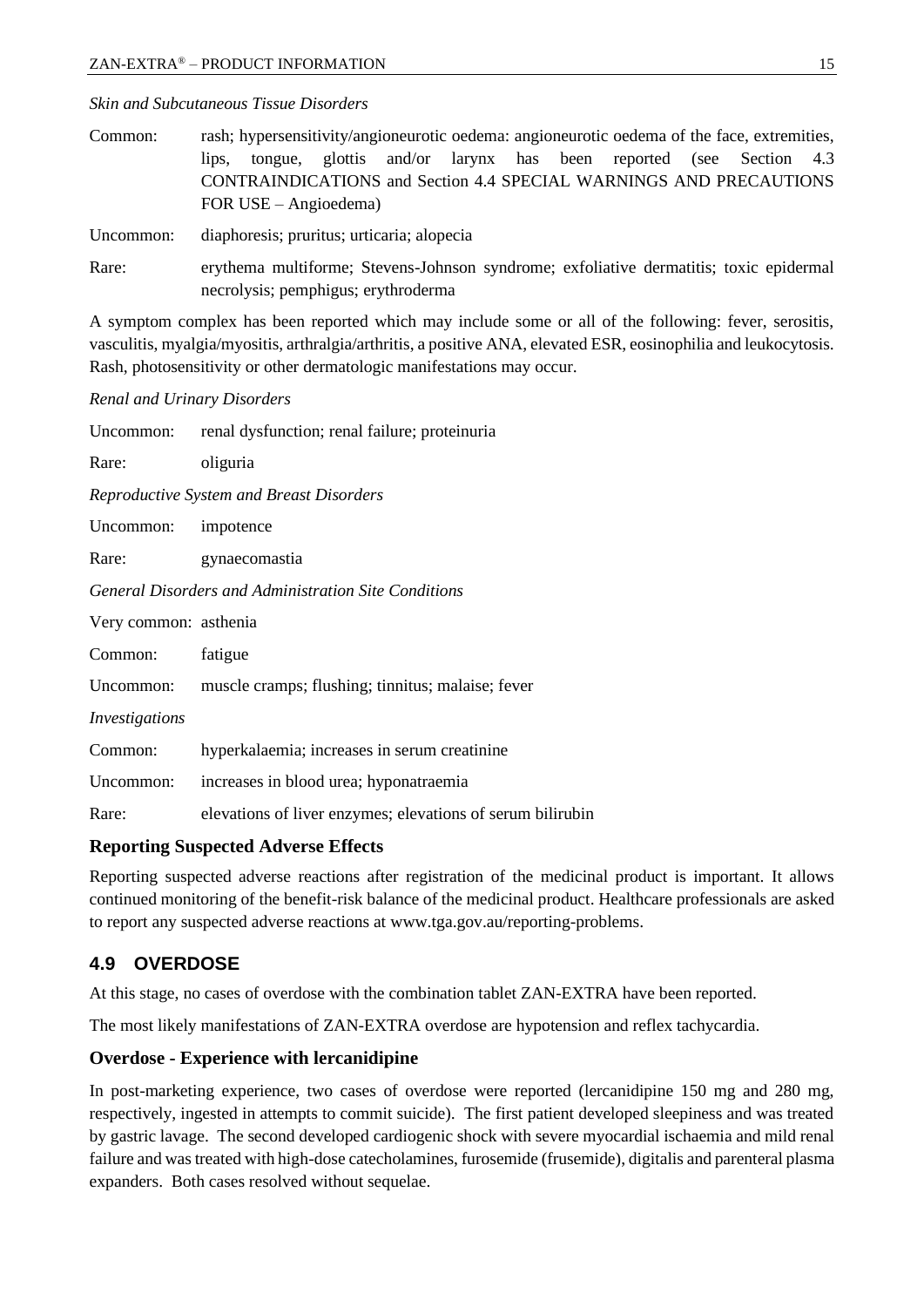*Skin and Subcutaneous Tissue Disorders*

Common: rash; hypersensitivity/angioneurotic oedema: angioneurotic oedema of the face, extremities, lips, tongue, glottis and/or larynx has been reported (see Section 4.3 CONTRAINDICATIONS and Section 4.4 SPECIAL WARNINGS AND PRECAUTIONS FOR USE – Angioedema)

Uncommon: diaphoresis; pruritus; urticaria; alopecia

Rare: erythema multiforme; Stevens-Johnson syndrome; exfoliative dermatitis; toxic epidermal necrolysis; pemphigus; erythroderma

A symptom complex has been reported which may include some or all of the following: fever, serositis, vasculitis, myalgia/myositis, arthralgia/arthritis, a positive ANA, elevated ESR, eosinophilia and leukocytosis. Rash, photosensitivity or other dermatologic manifestations may occur.

*Renal and Urinary Disorders*

Uncommon: renal dysfunction; renal failure; proteinuria

Rare: oliguria

*Reproductive System and Breast Disorders*

Uncommon: impotence

Rare: gynaecomastia

*General Disorders and Administration Site Conditions*

Very common: asthenia

Common: fatigue

Uncommon: muscle cramps; flushing; tinnitus; malaise; fever

*Investigations*

Common: hyperkalaemia; increases in serum creatinine

Uncommon: increases in blood urea; hyponatraemia

Rare: elevations of liver enzymes; elevations of serum bilirubin

### Reporting Suspected Adverse Effects

Reporting suspected adverse reactions after registration of the medicinal product is important. It allows continued monitoring of the benefit-risk balance of the medicinal product. Healthcare professionals are asked to report any suspected adverse reactions at www.tga.gov.au/reporting-problems.

## 4.9 OVERDOSE

At this stage, no cases of overdose with the combination tablet ZAN-EXTRA have been reported.

The most likely manifestations of ZAN-EXTRA overdose are hypotension and reflex tachycardia.

### Overdose - Experience with lercanidipine

In post-marketing experience, two cases of overdose were reported (lercanidipine 150 mg and 280 mg, respectively, ingested in attempts to commit suicide). The first patient developed sleepiness and was treated by gastric lavage. The second developed cardiogenic shock with severe myocardial ischaemia and mild renal failure and was treated with high-dose catecholamines, furosemide (frusemide), digitalis and parenteral plasma expanders. Both cases resolved without sequelae.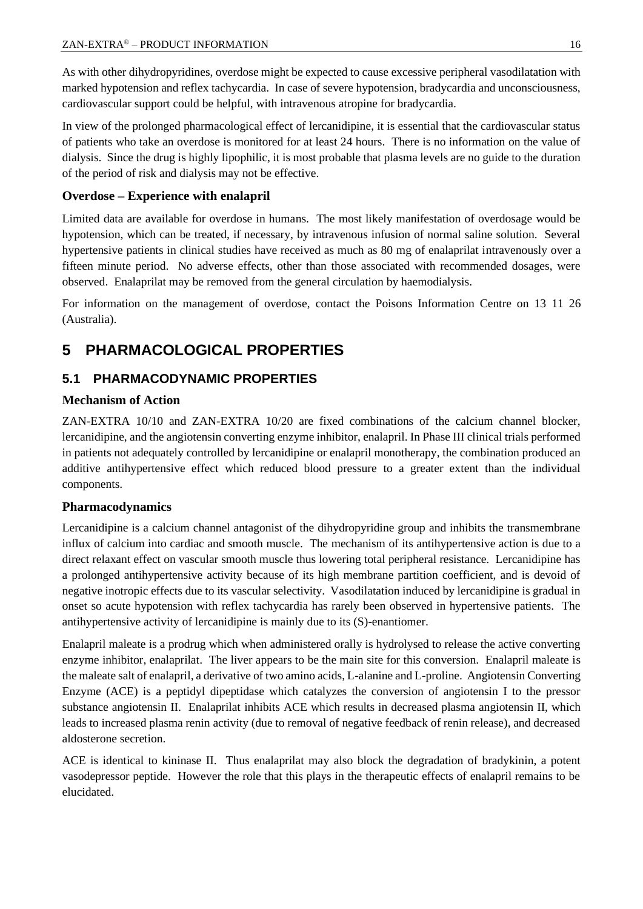As with other dihydropyridines, overdose might be expected to cause excessive peripheral vasodilatation with marked hypotension and reflex tachycardia. In case of severe hypotension, bradycardia and unconsciousness, cardiovascular support could be helpful, with intravenous atropine for bradycardia.

In view of the prolonged pharmacological effect of lercanidipine, it is essential that the cardiovascular status of patients who take an overdose is monitored for at least 24 hours. There is no information on the value of dialysis. Since the drug is highly lipophilic, it is most probable that plasma levels are no guide to the duration of the period of risk and dialysis may not be effective.

### Overdose – Experience with enalapril

Limited data are available for overdose in humans. The most likely manifestation of overdosage would be hypotension, which can be treated, if necessary, by intravenous infusion of normal saline solution. Several hypertensive patients in clinical studies have received as much as 80 mg of enalaprilat intravenously over a fifteen minute period. No adverse effects, other than those associated with recommended dosages, were observed. Enalaprilat may be removed from the general circulation by haemodialysis.

For information on the management of overdose, contact the Poisons Information Centre on 13 11 26 (Australia).

# 5 PHARMACOLOGICAL PROPERTIES

## 5.1 PHARMACODYNAMIC PROPERTIES

### Mechanism of Action

ZAN-EXTRA 10/10 and ZAN-EXTRA 10/20 are fixed combinations of the calcium channel blocker, lercanidipine, and the angiotensin converting enzyme inhibitor, enalapril. In Phase III clinical trials performed in patients not adequately controlled by lercanidipine or enalapril monotherapy, the combination produced an additive antihypertensive effect which reduced blood pressure to a greater extent than the individual components.

### Pharmacodynamics

Lercanidipine is a calcium channel antagonist of the dihydropyridine group and inhibits the transmembrane influx of calcium into cardiac and smooth muscle. The mechanism of its antihypertensive action is due to a direct relaxant effect on vascular smooth muscle thus lowering total peripheral resistance. Lercanidipine has a prolonged antihypertensive activity because of its high membrane partition coefficient, and is devoid of negative inotropic effects due to its vascular selectivity. Vasodilatation induced by lercanidipine is gradual in onset so acute hypotension with reflex tachycardia has rarely been observed in hypertensive patients. The antihypertensive activity of lercanidipine is mainly due to its (S)-enantiomer.

Enalapril maleate is a prodrug which when administered orally is hydrolysed to release the active converting enzyme inhibitor, enalaprilat. The liver appears to be the main site for this conversion. Enalapril maleate is the maleate salt of enalapril, a derivative of two amino acids, L-alanine and L-proline. Angiotensin Converting Enzyme (ACE) is a peptidyl dipeptidase which catalyzes the conversion of angiotensin I to the pressor substance angiotensin II. Enalaprilat inhibits ACE which results in decreased plasma angiotensin II, which leads to increased plasma renin activity (due to removal of negative feedback of renin release), and decreased aldosterone secretion.

ACE is identical to kininase II. Thus enalaprilat may also block the degradation of bradykinin, a potent vasodepressor peptide. However the role that this plays in the therapeutic effects of enalapril remains to be elucidated.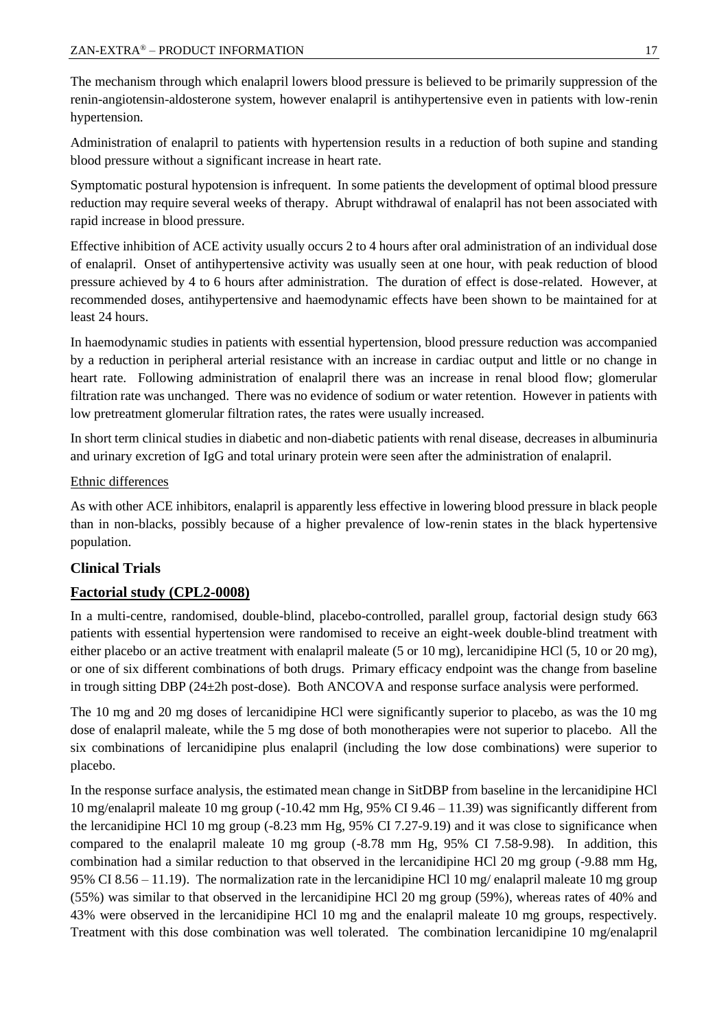The mechanism through which enalapril lowers blood pressure is believed to be primarily suppression of the renin-angiotensin-aldosterone system, however enalapril is antihypertensive even in patients with low-renin hypertension.

Administration of enalapril to patients with hypertension results in a reduction of both supine and standing blood pressure without a significant increase in heart rate.

Symptomatic postural hypotension is infrequent. In some patients the development of optimal blood pressure reduction may require several weeks of therapy. Abrupt withdrawal of enalapril has not been associated with rapid increase in blood pressure.

Effective inhibition of ACE activity usually occurs 2 to 4 hours after oral administration of an individual dose of enalapril. Onset of antihypertensive activity was usually seen at one hour, with peak reduction of blood pressure achieved by 4 to 6 hours after administration. The duration of effect is dose-related. However, at recommended doses, antihypertensive and haemodynamic effects have been shown to be maintained for at least 24 hours.

In haemodynamic studies in patients with essential hypertension, blood pressure reduction was accompanied by a reduction in peripheral arterial resistance with an increase in cardiac output and little or no change in heart rate. Following administration of enalapril there was an increase in renal blood flow; glomerular filtration rate was unchanged. There was no evidence of sodium or water retention. However in patients with low pretreatment glomerular filtration rates, the rates were usually increased.

In short term clinical studies in diabetic and non-diabetic patients with renal disease, decreases in albuminuria and urinary excretion of IgG and total urinary protein were seen after the administration of enalapril.

Ethnic differences

As with other ACE inhibitors, enalapril is apparently less effective in lowering blood pressure in black people than in non-blacks, possibly because of a higher prevalence of low-renin states in the black hypertensive population.

### Clinical Trials

#### Factorial study (CPL2-0008)

In a multi-centre, randomised, double-blind, placebo-controlled, parallel group, factorial design study 663 patients with essential hypertension were randomised to receive an eight-week double-blind treatment with either placebo or an active treatment with enalapril maleate (5 or 10 mg), lercanidipine HCl (5, 10 or 20 mg), or one of six different combinations of both drugs. Primary efficacy endpoint was the change from baseline in trough sitting DBP (24±2h post-dose). Both ANCOVA and response surface analysis were performed.

The 10 mg and 20 mg doses of lercanidipine HCl were significantly superior to placebo, as was the 10 mg dose of enalapril maleate, while the 5 mg dose of both monotherapies were not superior to placebo. All the six combinations of lercanidipine plus enalapril (including the low dose combinations) were superior to placebo.

In the response surface analysis, the estimated mean change in SitDBP from baseline in the lercanidipine HCl 10 mg/enalapril maleate 10 mg group (-10.42 mm Hg, 95% CI 9.46 – 11.39) was significantly different from the lercanidipine HCl 10 mg group (-8.23 mm Hg, 95% CI 7.27-9.19) and it was close to significance when compared to the enalapril maleate 10 mg group (-8.78 mm Hg, 95% CI 7.58-9.98). In addition, this combination had a similar reduction to that observed in the lercanidipine HCl 20 mg group (-9.88 mm Hg, 95% CI 8.56 – 11.19). The normalization rate in the lercanidipine HCl 10 mg/ enalapril maleate 10 mg group (55%) was similar to that observed in the lercanidipine HCl 20 mg group (59%), whereas rates of 40% and 43% were observed in the lercanidipine HCl 10 mg and the enalapril maleate 10 mg groups, respectively. Treatment with this dose combination was well tolerated. The combination lercanidipine 10 mg/enalapril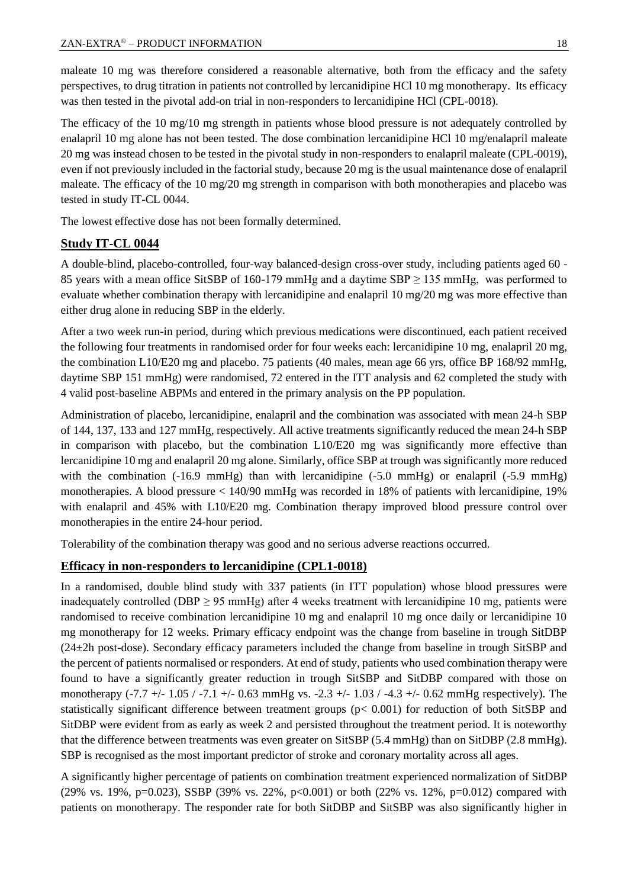maleate 10 mg was therefore considered a reasonable alternative, both from the efficacy and the safety perspectives, to drug titration in patients not controlled by lercanidipine HCl 10 mg monotherapy. Its efficacy was then tested in the pivotal add-on trial in non-responders to lercanidipine HCl (CPL-0018).

The efficacy of the 10 mg/10 mg strength in patients whose blood pressure is not adequately controlled by enalapril 10 mg alone has not been tested. The dose combination lercanidipine HCl 10 mg/enalapril maleate 20 mg was instead chosen to be tested in the pivotal study in non-responders to enalapril maleate (CPL-0019), even if not previously included in the factorial study, because 20 mg is the usual maintenance dose of enalapril maleate. The efficacy of the 10 mg/20 mg strength in comparison with both monotherapies and placebo was tested in study IT-CL 0044.

The lowest effective dose has not been formally determined.

## Study IT-CL 0044

A double-blind, placebo-controlled, four-way balanced-design cross-over study, including patients aged 60 - 85 years with a mean office SitSBP of 160-179 mmHg and a daytime SBP ≥ 135 mmHg, was performed to evaluate whether combination therapy with lercanidipine and enalapril 10 mg/20 mg was more effective than either drug alone in reducing SBP in the elderly.

After a two week run-in period, during which previous medications were discontinued, each patient received the following four treatments in randomised order for four weeks each: lercanidipine 10 mg, enalapril 20 mg, the combination L10/E20 mg and placebo. 75 patients (40 males, mean age 66 yrs, office BP 168/92 mmHg, daytime SBP 151 mmHg) were randomised, 72 entered in the ITT analysis and 62 completed the study with 4 valid post-baseline ABPMs and entered in the primary analysis on the PP population.

Administration of placebo, lercanidipine, enalapril and the combination was associated with mean 24-h SBP of 144, 137, 133 and 127 mmHg, respectively. All active treatments significantly reduced the mean 24-h SBP in comparison with placebo, but the combination L10/E20 mg was significantly more effective than lercanidipine 10 mg and enalapril 20 mg alone. Similarly, office SBP at trough was significantly more reduced with the combination (-16.9 mmHg) than with lercanidipine (-5.0 mmHg) or enalapril (-5.9 mmHg) monotherapies. A blood pressure < 140/90 mmHg was recorded in 18% of patients with lercanidipine, 19% with enalapril and 45% with L10/E20 mg. Combination therapy improved blood pressure control over monotherapies in the entire 24-hour period.

Tolerability of the combination therapy was good and no serious adverse reactions occurred.

## Efficacy in non-responders to lercanidipine (CPL1-0018)

In a randomised, double blind study with 337 patients (in ITT population) whose blood pressures were inadequately controlled (DBP ≥ 95 mmHg) after 4 weeks treatment with lercanidipine 10 mg, patients were randomised to receive combination lercanidipine 10 mg and enalapril 10 mg once daily or lercanidipine 10 mg monotherapy for 12 weeks. Primary efficacy endpoint was the change from baseline in trough SitDBP (24±2h post-dose). Secondary efficacy parameters included the change from baseline in trough SitSBP and the percent of patients normalised or responders. At end of study, patients who used combination therapy were found to have a significantly greater reduction in trough SitSBP and SitDBP compared with those on monotherapy (-7.7 +/- 1.05 / -7.1 +/- 0.63 mmHg vs. -2.3 +/- 1.03 / -4.3 +/- 0.62 mmHg respectively). The statistically significant difference between treatment groups ($p < 0.001$) for reduction of both SitSBP and SitDBP were evident from as early as week 2 and persisted throughout the treatment period. It is noteworthy that the difference between treatments was even greater on SitSBP (5.4 mmHg) than on SitDBP (2.8 mmHg). SBP is recognised as the most important predictor of stroke and coronary mortality across all ages.

A significantly higher percentage of patients on combination treatment experienced normalization of SitDBP (29% vs. 19%, $p=0.023$), SSBP (39% vs. 22%, $p<0.001$) or both (22% vs. 12%, $p=0.012$) compared with patients on monotherapy. The responder rate for both SitDBP and SitSBP was also significantly higher in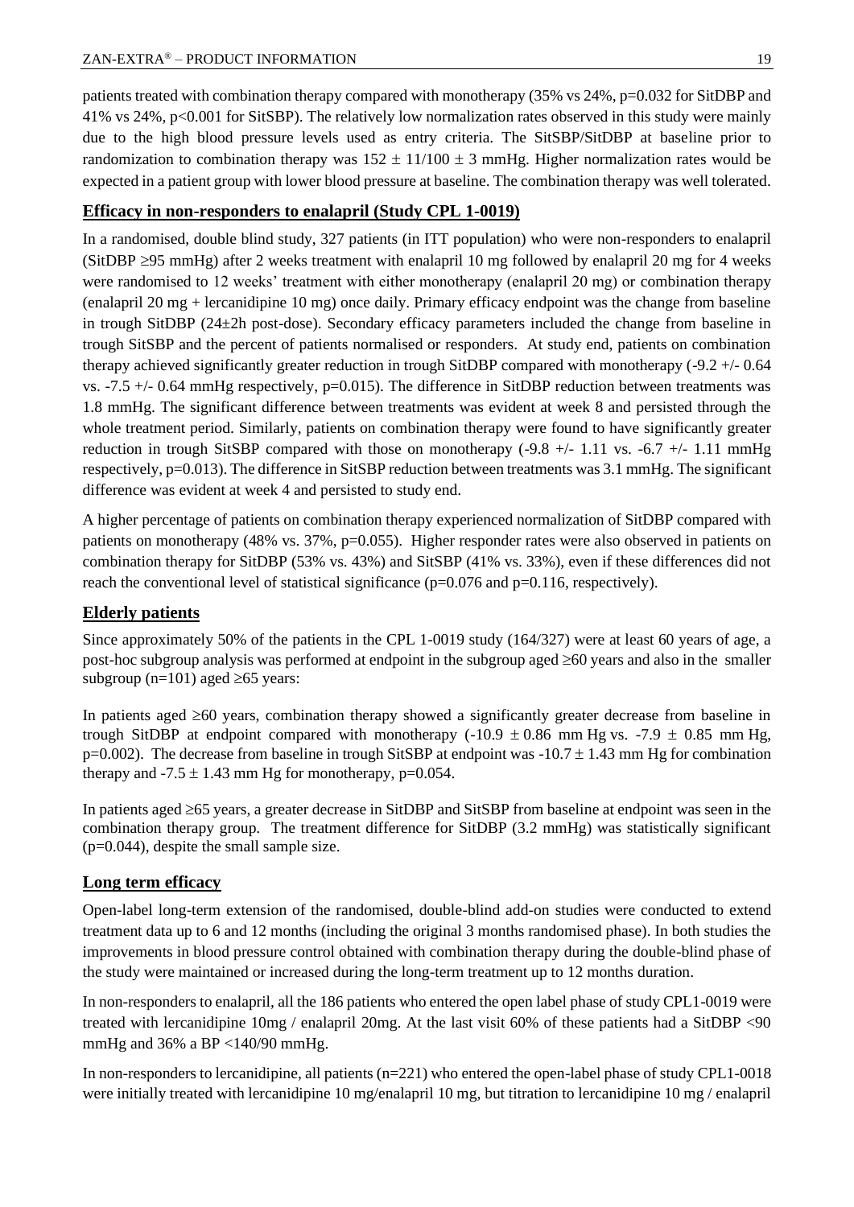patients treated with combination therapy compared with monotherapy (35% vs 24%, $p=0.032$ for SitDBP and 41% vs 24%, $p<0.001$ for SitSBP). The relatively low normalization rates observed in this study were mainly due to the high blood pressure levels used as entry criteria. The SitSBP/SitDBP at baseline prior to randomization to combination therapy was $152 \pm 11/100 \pm 3$ mmHg. Higher normalization rates would be expected in a patient group with lower blood pressure at baseline. The combination therapy was well tolerated.

## Efficacy in non-responders to enalapril (Study CPL 1-0019)

In a randomised, double blind study, 327 patients (in ITT population) who were non-responders to enalapril (SitDBP ≥95 mmHg) after 2 weeks treatment with enalapril 10 mg followed by enalapril 20 mg for 4 weeks were randomised to 12 weeks' treatment with either monotherapy (enalapril 20 mg) or combination therapy (enalapril 20 mg + lercanidipine 10 mg) once daily. Primary efficacy endpoint was the change from baseline in trough SitDBP (24±2h post-dose). Secondary efficacy parameters included the change from baseline in trough SitSBP and the percent of patients normalised or responders. At study end, patients on combination therapy achieved significantly greater reduction in trough SitDBP compared with monotherapy (-9.2 +/- 0.64 vs. -7.5 +/- 0.64 mmHg respectively, $p=0.015$). The difference in SitDBP reduction between treatments was 1.8 mmHg. The significant difference between treatments was evident at week 8 and persisted through the whole treatment period. Similarly, patients on combination therapy were found to have significantly greater reduction in trough SitSBP compared with those on monotherapy (-9.8 +/- 1.11 vs. -6.7 +/- 1.11 mmHg respectively, $p=0.013$). The difference in SitSBP reduction between treatments was 3.1 mmHg. The significant difference was evident at week 4 and persisted to study end.

A higher percentage of patients on combination therapy experienced normalization of SitDBP compared with patients on monotherapy (48% vs. 37%, $p=0.055$). Higher responder rates were also observed in patients on combination therapy for SitDBP (53% vs. 43%) and SitSBP (41% vs. 33%), even if these differences did not reach the conventional level of statistical significance ($p=0.076$ and $p=0.116$, respectively).

## Elderly patients

Since approximately 50% of the patients in the CPL 1-0019 study (164/327) were at least 60 years of age, a post-hoc subgroup analysis was performed at endpoint in the subgroup aged ≥60 years and also in the smaller subgroup (n=101) aged ≥65 years:

In patients aged ≥60 years, combination therapy showed a significantly greater decrease from baseline in trough SitDBP at endpoint compared with monotherapy ($-10.9 \pm 0.86$ mm Hg vs. $-7.9 \pm 0.85$ mm Hg, $p=0.002$). The decrease from baseline in trough SitSBP at endpoint was $-10.7 \pm 1.43$ mm Hg for combination therapy and $-7.5 \pm 1.43$ mm Hg for monotherapy, $p=0.054$.

In patients aged ≥65 years, a greater decrease in SitDBP and SitSBP from baseline at endpoint was seen in the combination therapy group. The treatment difference for SitDBP (3.2 mmHg) was statistically significant ($p=0.044$), despite the small sample size.

## Long term efficacy

Open-label long-term extension of the randomised, double-blind add-on studies were conducted to extend treatment data up to 6 and 12 months (including the original 3 months randomised phase). In both studies the improvements in blood pressure control obtained with combination therapy during the double-blind phase of the study were maintained or increased during the long-term treatment up to 12 months duration.

In non-responders to enalapril, all the 186 patients who entered the open label phase of study CPL1-0019 were treated with lercanidipine 10mg / enalapril 20mg. At the last visit 60% of these patients had a SitDBP <90 mmHg and 36% a BP <140/90 mmHg.

In non-responders to lercanidipine, all patients (n=221) who entered the open-label phase of study CPL1-0018 were initially treated with lercanidipine 10 mg/enalapril 10 mg, but titration to lercanidipine 10 mg / enalapril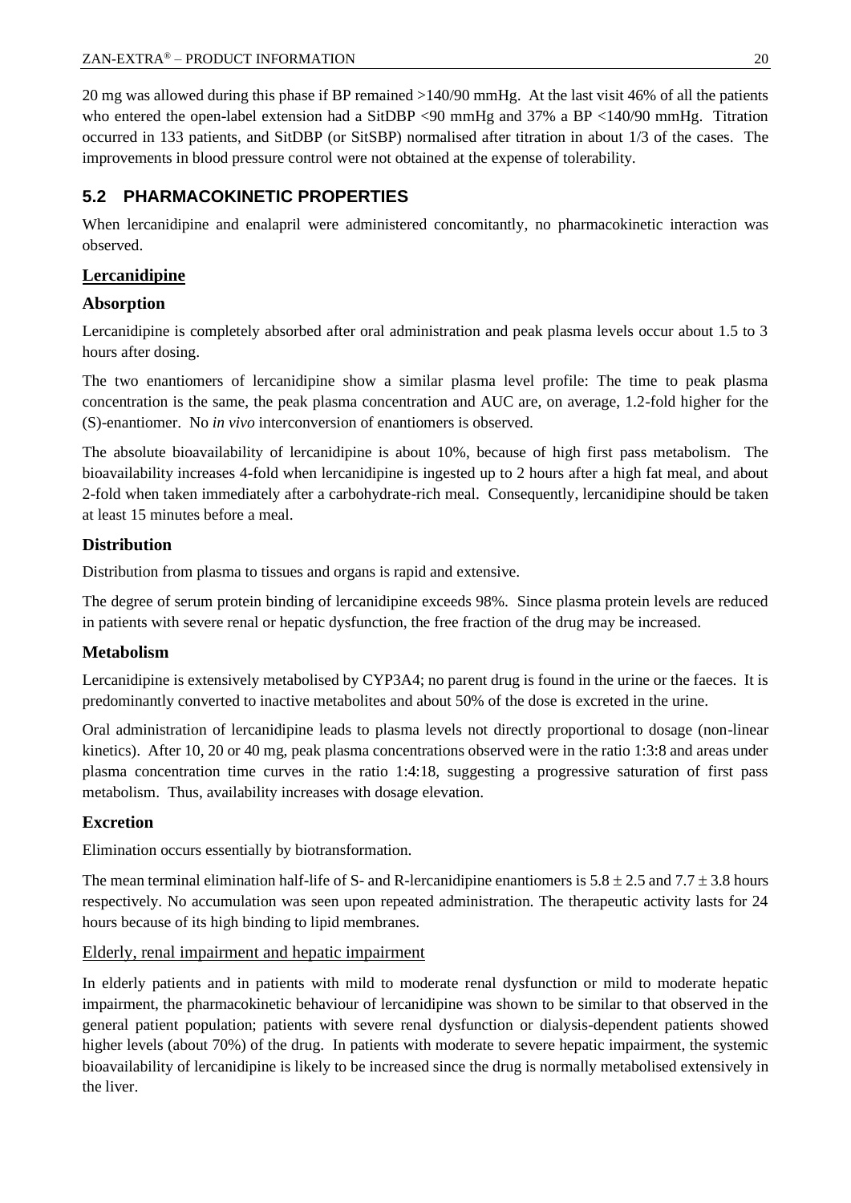20 mg was allowed during this phase if BP remained >140/90 mmHg. At the last visit 46% of all the patients who entered the open-label extension had a SitDBP <90 mmHg and 37% a BP <140/90 mmHg. Titration occurred in 133 patients, and SitDBP (or SitSBP) normalised after titration in about 1/3 of the cases. The improvements in blood pressure control were not obtained at the expense of tolerability.

## 5.2 PHARMACOKINETIC PROPERTIES

When lercanidipine and enalapril were administered concomitantly, no pharmacokinetic interaction was observed.

### Lercanidipine

#### Absorption

Lercanidipine is completely absorbed after oral administration and peak plasma levels occur about 1.5 to 3 hours after dosing.

The two enantiomers of lercanidipine show a similar plasma level profile: The time to peak plasma concentration is the same, the peak plasma concentration and AUC are, on average, 1.2-fold higher for the (S)-enantiomer. No *in vivo* interconversion of enantiomers is observed.

The absolute bioavailability of lercanidipine is about 10%, because of high first pass metabolism. The bioavailability increases 4-fold when lercanidipine is ingested up to 2 hours after a high fat meal, and about 2-fold when taken immediately after a carbohydrate-rich meal. Consequently, lercanidipine should be taken at least 15 minutes before a meal.

#### Distribution

Distribution from plasma to tissues and organs is rapid and extensive.

The degree of serum protein binding of lercanidipine exceeds 98%. Since plasma protein levels are reduced in patients with severe renal or hepatic dysfunction, the free fraction of the drug may be increased.

#### Metabolism

Lercanidipine is extensively metabolised by CYP3A4; no parent drug is found in the urine or the faeces. It is predominantly converted to inactive metabolites and about 50% of the dose is excreted in the urine.

Oral administration of lercanidipine leads to plasma levels not directly proportional to dosage (non-linear kinetics). After 10, 20 or 40 mg, peak plasma concentrations observed were in the ratio 1:3:8 and areas under plasma concentration time curves in the ratio 1:4:18, suggesting a progressive saturation of first pass metabolism. Thus, availability increases with dosage elevation.

#### Excretion

Elimination occurs essentially by biotransformation.

The mean terminal elimination half-life of S- and R-lercanidipine enantiomers is $5.8 \pm 2.5$ and $7.7 \pm 3.8$ hours respectively. No accumulation was seen upon repeated administration. The therapeutic activity lasts for 24 hours because of its high binding to lipid membranes.

#### Elderly, renal impairment and hepatic impairment

In elderly patients and in patients with mild to moderate renal dysfunction or mild to moderate hepatic impairment, the pharmacokinetic behaviour of lercanidipine was shown to be similar to that observed in the general patient population; patients with severe renal dysfunction or dialysis-dependent patients showed higher levels (about 70%) of the drug. In patients with moderate to severe hepatic impairment, the systemic bioavailability of lercanidipine is likely to be increased since the drug is normally metabolised extensively in the liver.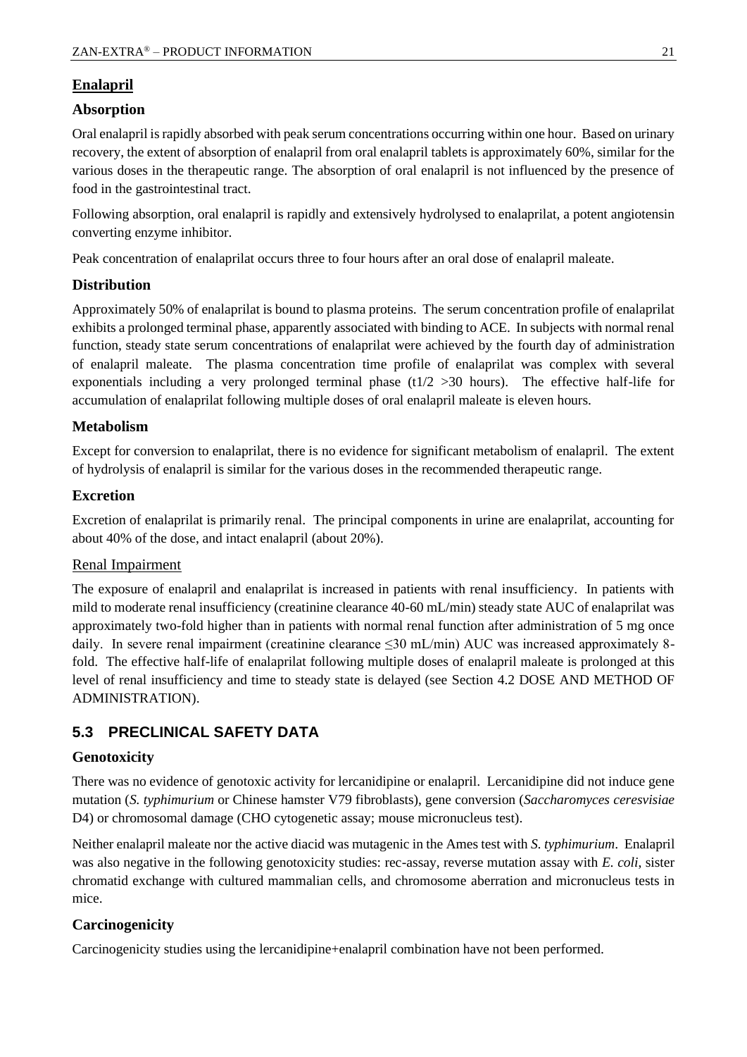## Enalapril

### Absorption

Oral enalapril is rapidly absorbed with peak serum concentrations occurring within one hour. Based on urinary recovery, the extent of absorption of enalapril from oral enalapril tablets is approximately 60%, similar for the various doses in the therapeutic range. The absorption of oral enalapril is not influenced by the presence of food in the gastrointestinal tract.

Following absorption, oral enalapril is rapidly and extensively hydrolysed to enalaprilat, a potent angiotensin converting enzyme inhibitor.

Peak concentration of enalaprilat occurs three to four hours after an oral dose of enalapril maleate.

### Distribution

Approximately 50% of enalaprilat is bound to plasma proteins. The serum concentration profile of enalaprilat exhibits a prolonged terminal phase, apparently associated with binding to ACE. In subjects with normal renal function, steady state serum concentrations of enalaprilat were achieved by the fourth day of administration of enalapril maleate. The plasma concentration time profile of enalaprilat was complex with several exponentials including a very prolonged terminal phase ($t1/2$ >30 hours). The effective half-life for accumulation of enalaprilat following multiple doses of oral enalapril maleate is eleven hours.

### Metabolism

Except for conversion to enalaprilat, there is no evidence for significant metabolism of enalapril. The extent of hydrolysis of enalapril is similar for the various doses in the recommended therapeutic range.

### Excretion

Excretion of enalaprilat is primarily renal. The principal components in urine are enalaprilat, accounting for about 40% of the dose, and intact enalapril (about 20%).

#### Renal Impairment

The exposure of enalapril and enalaprilat is increased in patients with renal insufficiency. In patients with mild to moderate renal insufficiency (creatinine clearance 40-60 mL/min) steady state AUC of enalaprilat was approximately two-fold higher than in patients with normal renal function after administration of 5 mg once daily. In severe renal impairment (creatinine clearance ≤30 mL/min) AUC was increased approximately 8-fold. The effective half-life of enalaprilat following multiple doses of enalapril maleate is prolonged at this level of renal insufficiency and time to steady state is delayed (see Section 4.2 DOSE AND METHOD OF ADMINISTRATION).

## 5.3 PRECLINICAL SAFETY DATA

### Genotoxicity

There was no evidence of genotoxic activity for lercanidipine or enalapril. Lercanidipine did not induce gene mutation (*S. typhimurium* or Chinese hamster V79 fibroblasts), gene conversion (*Saccharomyces ceresvisiae* D4) or chromosomal damage (CHO cytogenetic assay; mouse micronucleus test).

Neither enalapril maleate nor the active diacid was mutagenic in the Ames test with *S. typhimurium*. Enalapril was also negative in the following genotoxicity studies: rec-assay, reverse mutation assay with *E. coli*, sister chromatid exchange with cultured mammalian cells, and chromosome aberration and micronucleus tests in mice.

### Carcinogenicity

Carcinogenicity studies using the lercanidipine+enalapril combination have not been performed.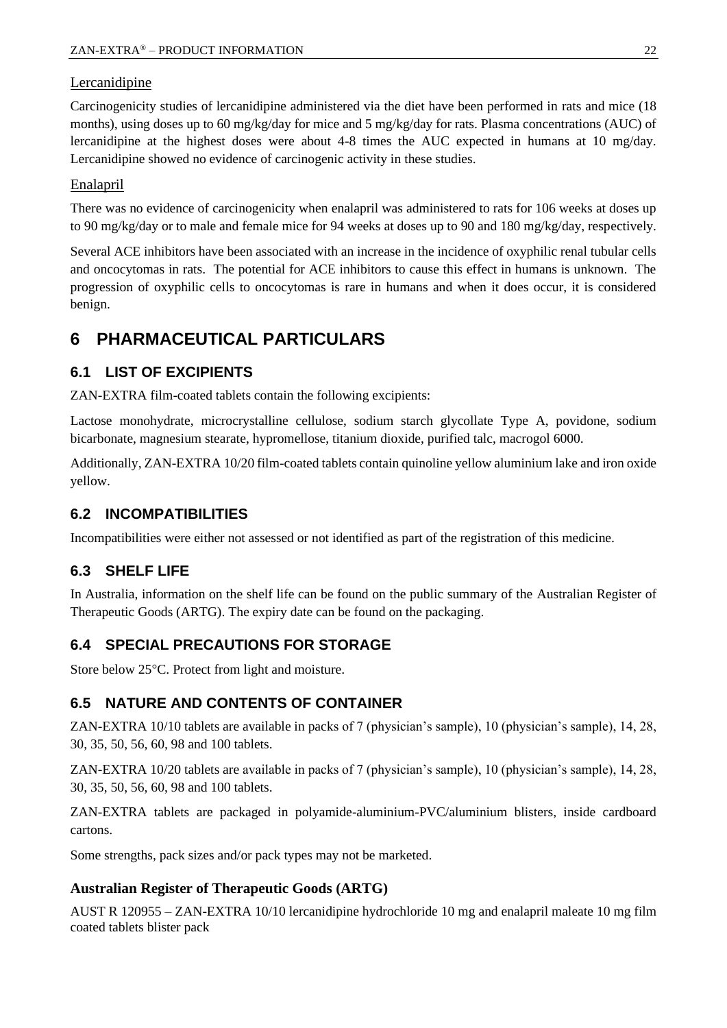Lercanidipine

Carcinogenicity studies of lercanidipine administered via the diet have been performed in rats and mice (18 months), using doses up to 60 mg/kg/day for mice and 5 mg/kg/day for rats. Plasma concentrations (AUC) of lercanidipine at the highest doses were about 4-8 times the AUC expected in humans at 10 mg/day. Lercanidipine showed no evidence of carcinogenic activity in these studies.

Enalapril

There was no evidence of carcinogenicity when enalapril was administered to rats for 106 weeks at doses up to 90 mg/kg/day or to male and female mice for 94 weeks at doses up to 90 and 180 mg/kg/day, respectively.

Several ACE inhibitors have been associated with an increase in the incidence of oxyphilic renal tubular cells and oncocytomas in rats. The potential for ACE inhibitors to cause this effect in humans is unknown. The progression of oxyphilic cells to oncocytomas is rare in humans and when it does occur, it is considered benign.

# 6 PHARMACEUTICAL PARTICULARS

## 6.1 LIST OF EXCIPIENTS

ZAN-EXTRA film-coated tablets contain the following excipients:

Lactose monohydrate, microcrystalline cellulose, sodium starch glycollate Type A, povidone, sodium bicarbonate, magnesium stearate, hypromellose, titanium dioxide, purified talc, macrogol 6000.

Additionally, ZAN-EXTRA 10/20 film-coated tablets contain quinoline yellow aluminium lake and iron oxide yellow.

## 6.2 INCOMPATIBILITIES

Incompatibilities were either not assessed or not identified as part of the registration of this medicine.

## 6.3 SHELF LIFE

In Australia, information on the shelf life can be found on the public summary of the Australian Register of Therapeutic Goods (ARTG). The expiry date can be found on the packaging.

## 6.4 SPECIAL PRECAUTIONS FOR STORAGE

Store below 25°C. Protect from light and moisture.

## 6.5 NATURE AND CONTENTS OF CONTAINER

ZAN-EXTRA 10/10 tablets are available in packs of 7 (physician's sample), 10 (physician's sample), 14, 28, 30, 35, 50, 56, 60, 98 and 100 tablets.

ZAN-EXTRA 10/20 tablets are available in packs of 7 (physician's sample), 10 (physician's sample), 14, 28, 30, 35, 50, 56, 60, 98 and 100 tablets.

ZAN-EXTRA tablets are packaged in polyamide-aluminium-PVC/aluminium blisters, inside cardboard cartons.

Some strengths, pack sizes and/or pack types may not be marketed.

### Australian Register of Therapeutic Goods (ARTG)

AUST R 120955 – ZAN-EXTRA 10/10 lercanidipine hydrochloride 10 mg and enalapril maleate 10 mg film coated tablets blister pack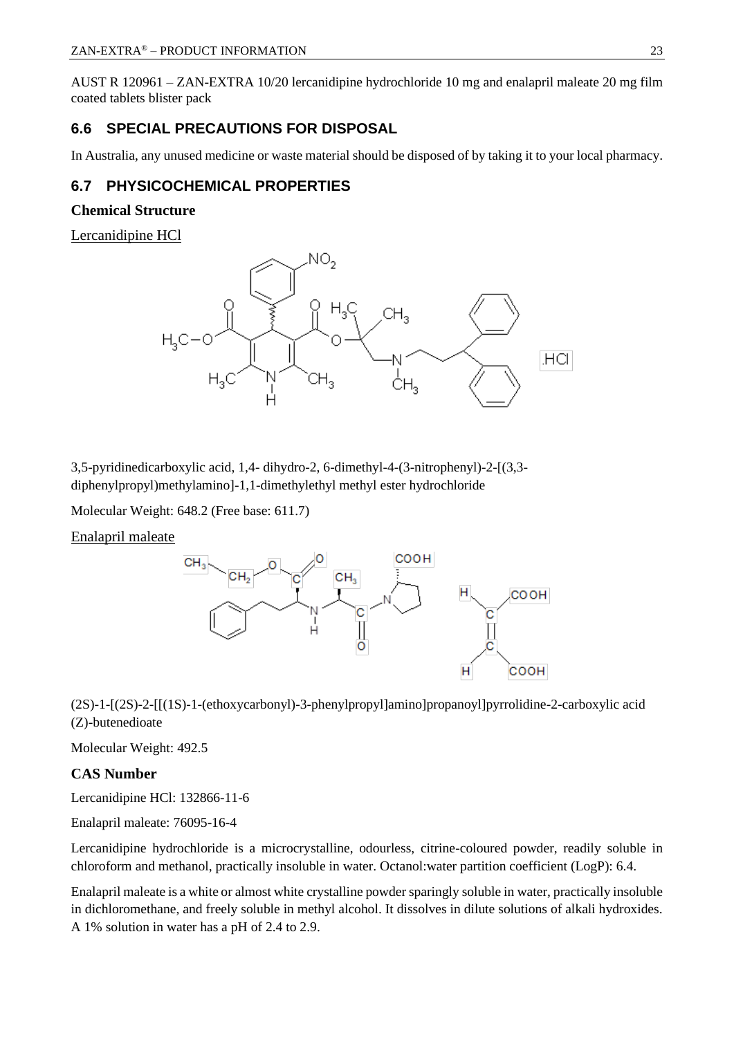AUST R 120961 – ZAN-EXTRA 10/20 lercanidipine hydrochloride 10 mg and enalapril maleate 20 mg film coated tablets blister pack

## 6.6 SPECIAL PRECAUTIONS FOR DISPOSAL

In Australia, any unused medicine or waste material should be disposed of by taking it to your local pharmacy.

## 6.7 PHYSICOCHEMICAL PROPERTIES

### Chemical Structure

Lercanidipine HCl

3,5-pyridinedicarboxylic acid, 1,4- dihydro-2, 6-dimethyl-4-(3-nitrophenyl)-2-[(3,3-diphenylpropyl)methylamino]-1,1-dimethylethyl methyl ester hydrochloride

Molecular Weight: 648.2 (Free base: 611.7)

Enalapril maleate

(2S)-1-[(2S)-2-[[(1S)-1-(ethoxycarbonyl)-3-phenylpropyl]amino]propanoyl]pyrrolidine-2-carboxylic acid (Z)-butenedioate

Molecular Weight: 492.5

### CAS Number

Lercanidipine HCl: 132866-11-6

Enalapril maleate: 76095-16-4

Lercanidipine hydrochloride is a microcrystalline, odourless, citrine-coloured powder, readily soluble in chloroform and methanol, practically insoluble in water. Octanol:water partition coefficient (LogP): 6.4.

Enalapril maleate is a white or almost white crystalline powder sparingly soluble in water, practically insoluble in dichloromethane, and freely soluble in methyl alcohol. It dissolves in dilute solutions of alkali hydroxides. A 1% solution in water has a pH of 2.4 to 2.9.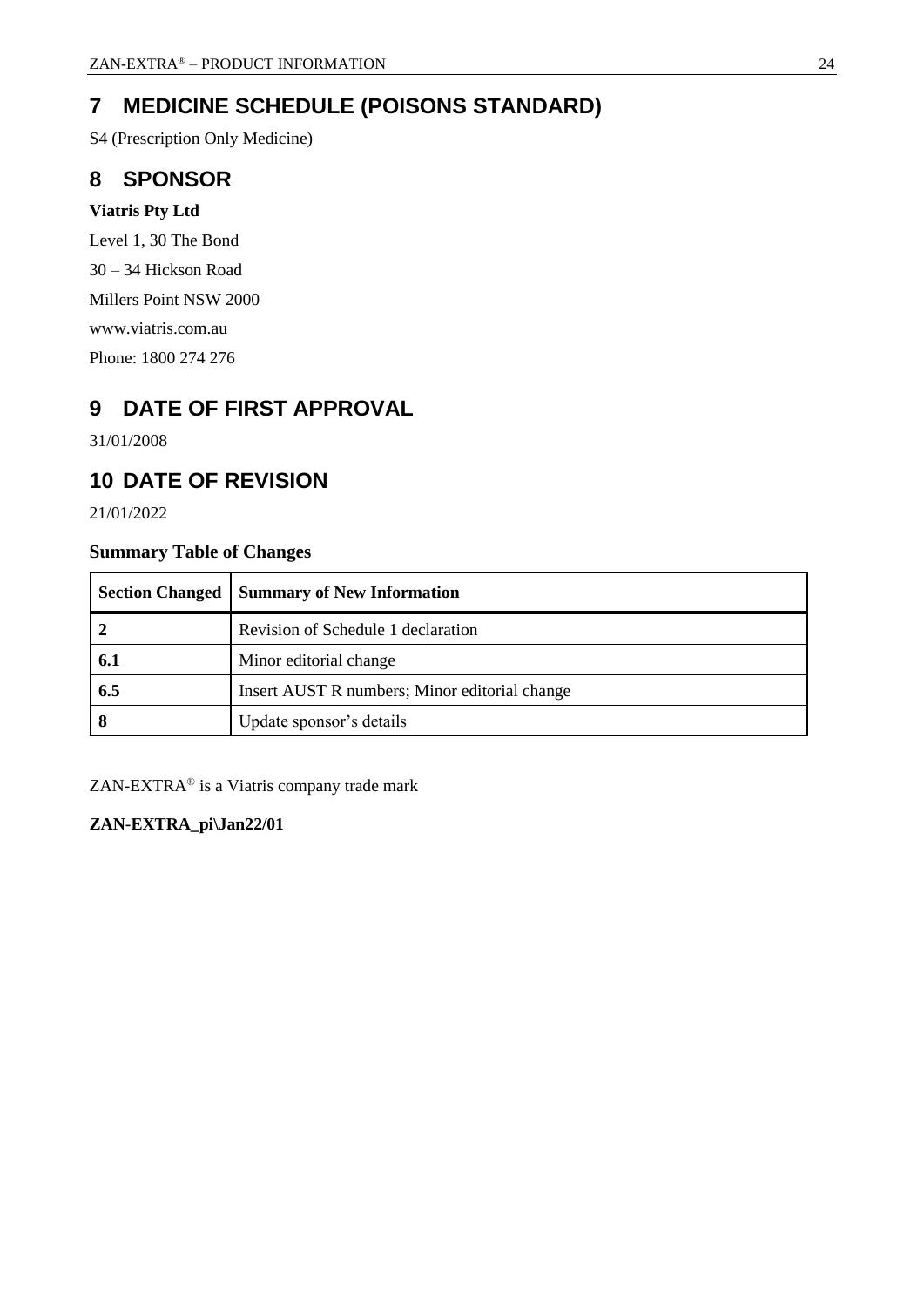# 7 MEDICINE SCHEDULE (POISONS STANDARD)

S4 (Prescription Only Medicine)

# 8 SPONSOR

**Viatris Pty Ltd**

Level 1, 30 The Bond

30 – 34 Hickson Road

Millers Point NSW 2000

www.viatris.com.au

Phone: 1800 274 276

# 9 DATE OF FIRST APPROVAL

31/01/2008

# 10 DATE OF REVISION

21/01/2022

### Summary Table of Changes

| Section Changed | Summary of New Information |
|---|---|
| **2** | Revision of Schedule 1 declaration |
| **6.1** | Minor editorial change |
| **6.5** | Insert AUST R numbers; Minor editorial change |
| **8** | Update sponsor's details |

ZAN-EXTRA® is a Viatris company trade mark

**ZAN-EXTRA_pi\Jan22/01**